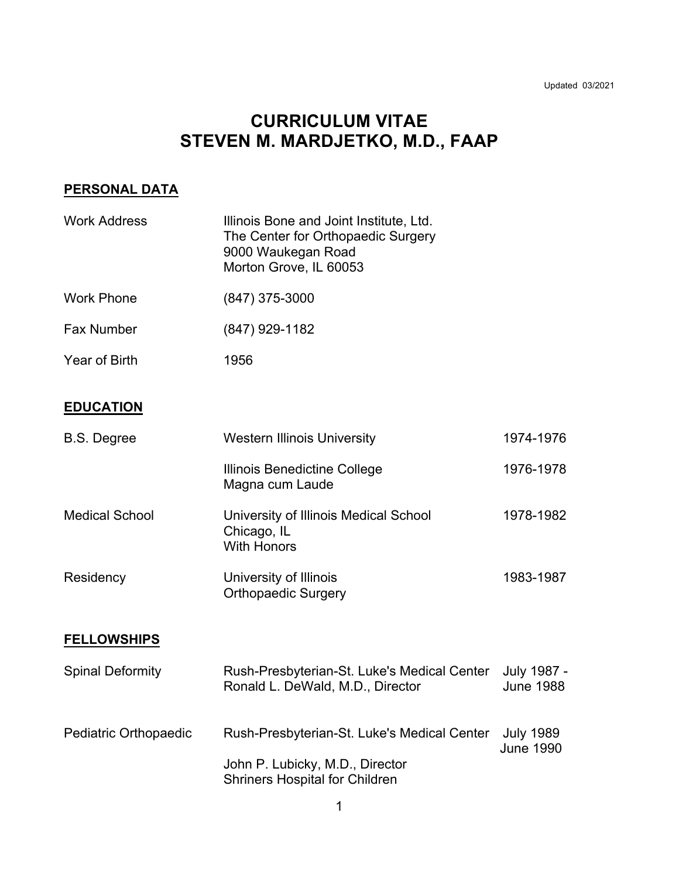Updated 03/2021

# CURRICULUM VITAE
# STEVEN M. MARDJETKO, M.D., FAAP

## PERSONAL DATA

| | |
|---|---|
| Work Address | Illinois Bone and Joint Institute, Ltd.<br>The Center for Orthopaedic Surgery<br>9000 Waukegan Road<br>Morton Grove, IL 60053 |
| Work Phone | (847) 375-3000 |
| Fax Number | (847) 929-1182 |
| Year of Birth | 1956 |

## EDUCATION

| | | |
|---|---|---|
| B.S. Degree | Western Illinois University | 1974-1976 |
| | Illinois Benedictine College<br>Magna cum Laude | 1976-1978 |
| Medical School | University of Illinois Medical School<br>Chicago, IL<br>With Honors | 1978-1982 |
| Residency | University of Illinois<br>Orthopaedic Surgery | 1983-1987 |

## FELLOWSHIPS

| | | |
|---|---|---|
| Spinal Deformity | Rush-Presbyterian-St. Luke's Medical Center<br>Ronald L. DeWald, M.D., Director | July 1987 -<br>June 1988 |
| Pediatric Orthopaedic | Rush-Presbyterian-St. Luke's Medical Center<br>John P. Lubicky, M.D., Director<br>Shriners Hospital for Children | July 1989<br>June 1990 |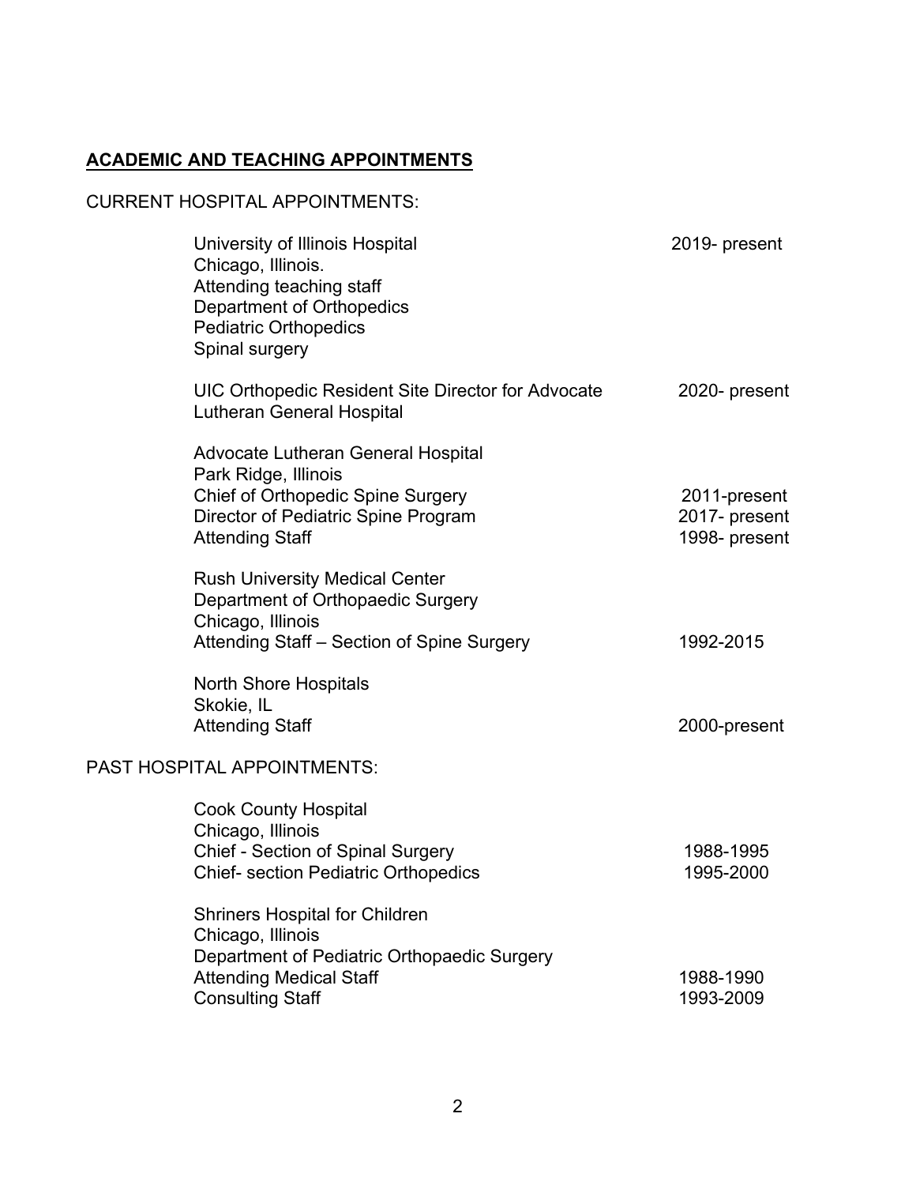## ACADEMIC AND TEACHING APPOINTMENTS

CURRENT HOSPITAL APPOINTMENTS:

| | |
|---|---|
| University of Illinois Hospital<br>Chicago, Illinois.<br>Attending teaching staff<br>Department of Orthopedics<br>Pediatric Orthopedics<br>Spinal surgery | 2019- present |
| UIC Orthopedic Resident Site Director for Advocate Lutheran General Hospital | 2020- present |
| Advocate Lutheran General Hospital<br>Park Ridge, Illinois | |
| Chief of Orthopedic Spine Surgery | 2011-present |
| Director of Pediatric Spine Program | 2017- present |
| Attending Staff | 1998- present |
| Rush University Medical Center<br>Department of Orthopaedic Surgery<br>Chicago, Illinois | |
| Attending Staff – Section of Spine Surgery | 1992-2015 |
| North Shore Hospitals<br>Skokie, IL | |
| Attending Staff | 2000-present |

PAST HOSPITAL APPOINTMENTS:

| | |
|---|---|
| Cook County Hospital<br>Chicago, Illinois | |
| Chief - Section of Spinal Surgery | 1988-1995 |
| Chief- section Pediatric Orthopedics | 1995-2000 |
| Shriners Hospital for Children<br>Chicago, Illinois<br>Department of Pediatric Orthopaedic Surgery | |
| Attending Medical Staff | 1988-1990 |
| Consulting Staff | 1993-2009 |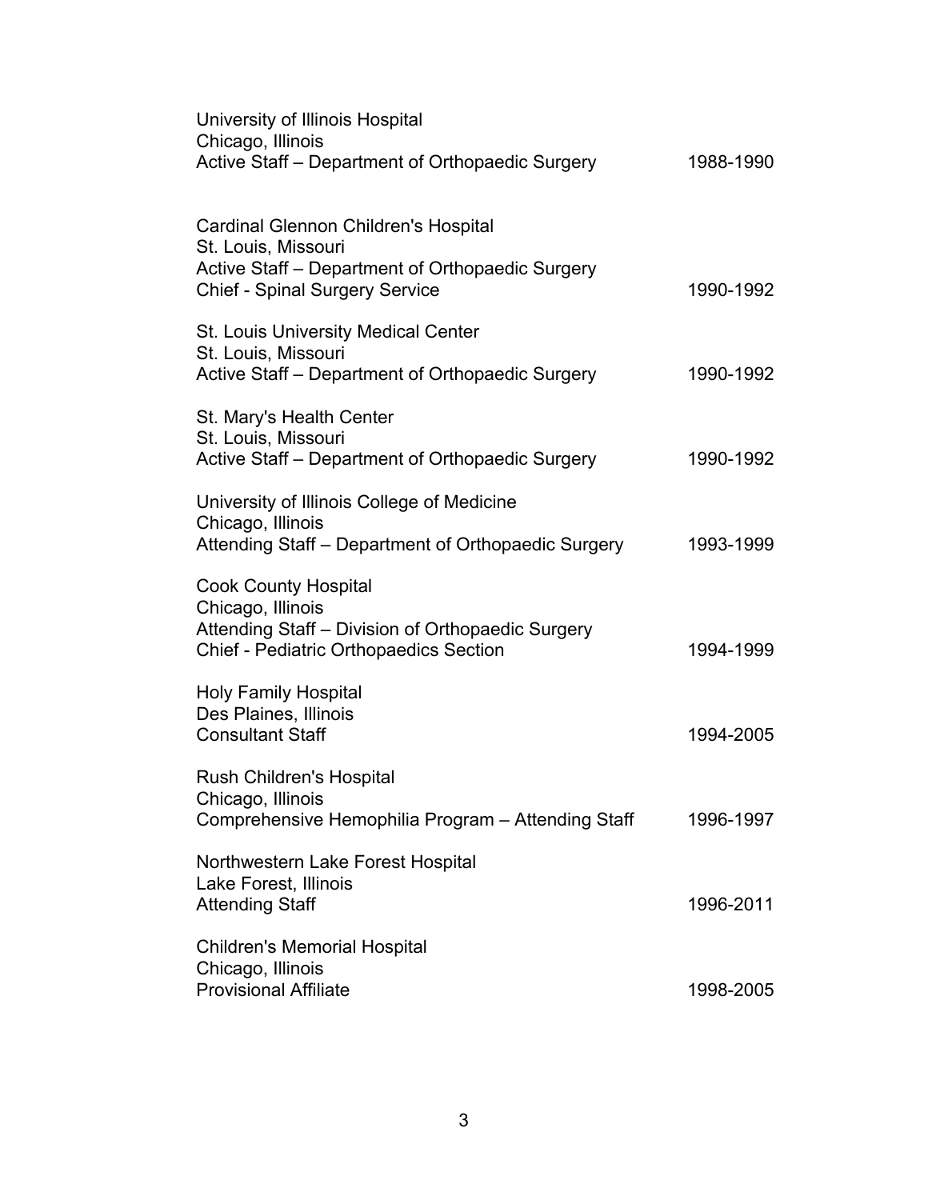University of Illinois Hospital
Chicago, Illinois
Active Staff – Department of Orthopaedic Surgery 1988-1990

Cardinal Glennon Children's Hospital
St. Louis, Missouri
Active Staff – Department of Orthopaedic Surgery
Chief - Spinal Surgery Service 1990-1992

St. Louis University Medical Center
St. Louis, Missouri
Active Staff – Department of Orthopaedic Surgery 1990-1992

St. Mary's Health Center
St. Louis, Missouri
Active Staff – Department of Orthopaedic Surgery 1990-1992

University of Illinois College of Medicine
Chicago, Illinois
Attending Staff – Department of Orthopaedic Surgery 1993-1999

Cook County Hospital
Chicago, Illinois
Attending Staff – Division of Orthopaedic Surgery
Chief - Pediatric Orthopaedics Section 1994-1999

Holy Family Hospital
Des Plaines, Illinois
Consultant Staff 1994-2005

Rush Children's Hospital
Chicago, Illinois
Comprehensive Hemophilia Program – Attending Staff 1996-1997

Northwestern Lake Forest Hospital
Lake Forest, Illinois
Attending Staff 1996-2011

Children's Memorial Hospital
Chicago, Illinois
Provisional Affiliate 1998-2005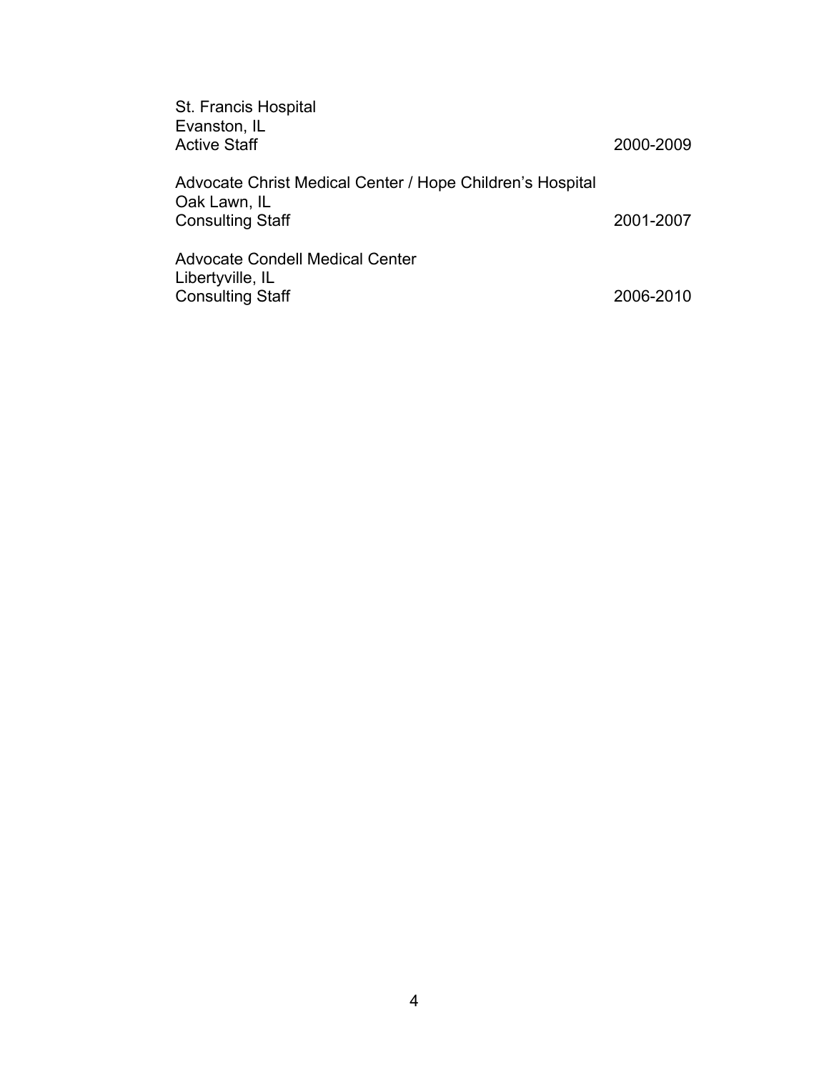St. Francis Hospital
Evanston, IL
Active Staff 2000-2009

Advocate Christ Medical Center / Hope Children's Hospital
Oak Lawn, IL
Consulting Staff 2001-2007

Advocate Condell Medical Center
Libertyville, IL
Consulting Staff 2006-2010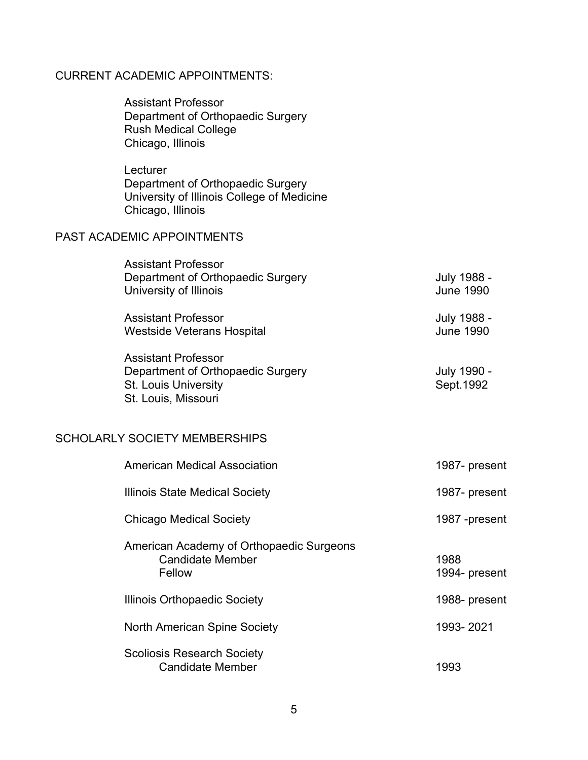## CURRENT ACADEMIC APPOINTMENTS:

Assistant Professor
Department of Orthopaedic Surgery
Rush Medical College
Chicago, Illinois

Lecturer
Department of Orthopaedic Surgery
University of Illinois College of Medicine
Chicago, Illinois

## PAST ACADEMIC APPOINTMENTS

| Appointment | Dates |
|---|---|
| Assistant Professor<br>Department of Orthopaedic Surgery<br>University of Illinois | July 1988 -<br>June 1990 |
| Assistant Professor<br>Westside Veterans Hospital | July 1988 -<br>June 1990 |
| Assistant Professor<br>Department of Orthopaedic Surgery<br>St. Louis University<br>St. Louis, Missouri | July 1990 -<br>Sept.1992 |

## SCHOLARLY SOCIETY MEMBERSHIPS

| Society | Dates |
|---|---|
| American Medical Association | 1987- present |
| Illinois State Medical Society | 1987- present |
| Chicago Medical Society | 1987 -present |
| American Academy of Orthopaedic Surgeons | |
| Candidate Member | 1988 |
| Fellow | 1994- present |
| Illinois Orthopaedic Society | 1988- present |
| North American Spine Society | 1993- 2021 |
| Scoliosis Research Society | |
| Candidate Member | 1993 |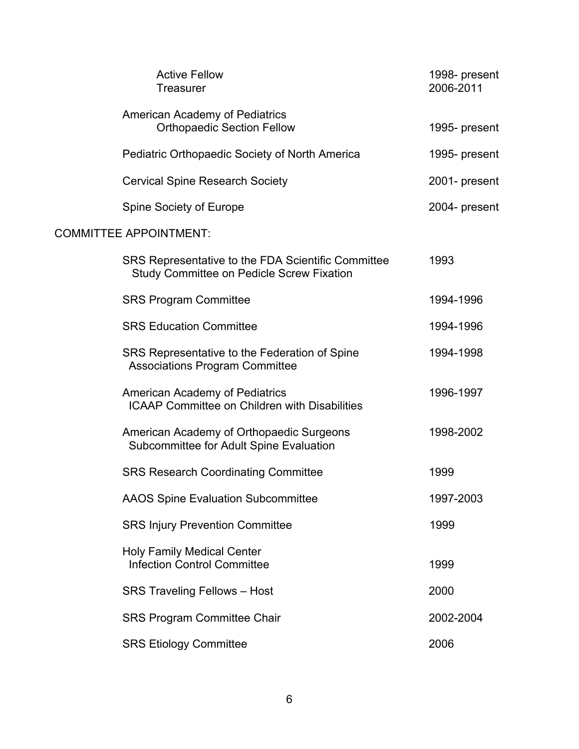| | |
|---|---|
| Active Fellow | 1998- present |
| Treasurer | 2006-2011 |
| American Academy of Pediatrics<br>Orthopaedic Section Fellow | 1995- present |
| Pediatric Orthopaedic Society of North America | 1995- present |
| Cervical Spine Research Society | 2001- present |
| Spine Society of Europe | 2004- present |

## COMMITTEE APPOINTMENT:

| | |
|---|---|
| SRS Representative to the FDA Scientific Committee<br>Study Committee on Pedicle Screw Fixation | 1993 |
| SRS Program Committee | 1994-1996 |
| SRS Education Committee | 1994-1996 |
| SRS Representative to the Federation of Spine<br>Associations Program Committee | 1994-1998 |
| American Academy of Pediatrics<br>ICAAP Committee on Children with Disabilities | 1996-1997 |
| American Academy of Orthopaedic Surgeons<br>Subcommittee for Adult Spine Evaluation | 1998-2002 |
| SRS Research Coordinating Committee | 1999 |
| AAOS Spine Evaluation Subcommittee | 1997-2003 |
| SRS Injury Prevention Committee | 1999 |
| Holy Family Medical Center<br>Infection Control Committee | 1999 |
| SRS Traveling Fellows – Host | 2000 |
| SRS Program Committee Chair | 2002-2004 |
| SRS Etiology Committee | 2006 |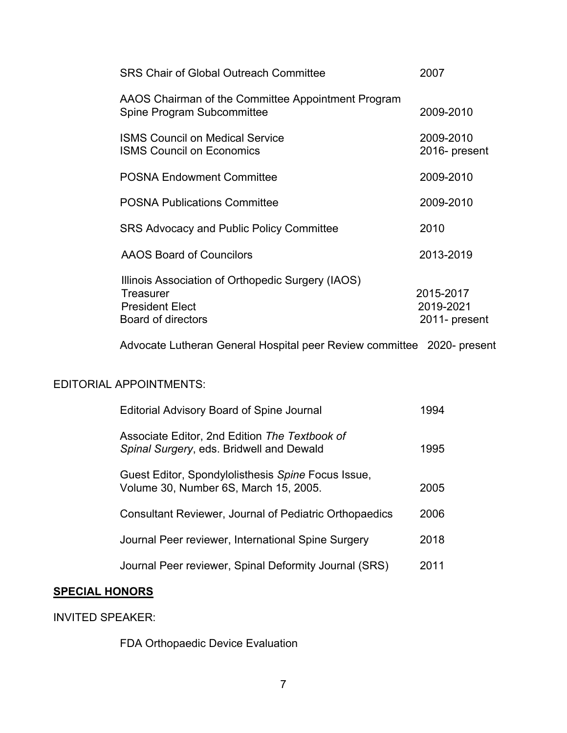| | |
|---|---|
| SRS Chair of Global Outreach Committee | 2007 |
| AAOS Chairman of the Committee Appointment Program Spine Program Subcommittee | 2009-2010 |
| ISMS Council on Medical Service | 2009-2010 |
| ISMS Council on Economics | 2016- present |
| POSNA Endowment Committee | 2009-2010 |
| POSNA Publications Committee | 2009-2010 |
| SRS Advocacy and Public Policy Committee | 2010 |
| AAOS Board of Councilors | 2013-2019 |
| Illinois Association of Orthopedic Surgery (IAOS) | |
| Treasurer | 2015-2017 |
| President Elect | 2019-2021 |
| Board of directors | 2011- present |
| Advocate Lutheran General Hospital peer Review committee | 2020- present |

EDITORIAL APPOINTMENTS:

| | |
|---|---|
| Editorial Advisory Board of Spine Journal | 1994 |
| Associate Editor, 2nd Edition *The Textbook of Spinal Surgery*, eds. Bridwell and Dewald | 1995 |
| Guest Editor, Spondylolisthesis *Spine* Focus Issue, Volume 30, Number 6S, March 15, 2005. | 2005 |
| Consultant Reviewer, Journal of Pediatric Orthopaedics | 2006 |
| Journal Peer reviewer, International Spine Surgery | 2018 |
| Journal Peer reviewer, Spinal Deformity Journal (SRS) | 2011 |

## **SPECIAL HONORS**

INVITED SPEAKER:

FDA Orthopaedic Device Evaluation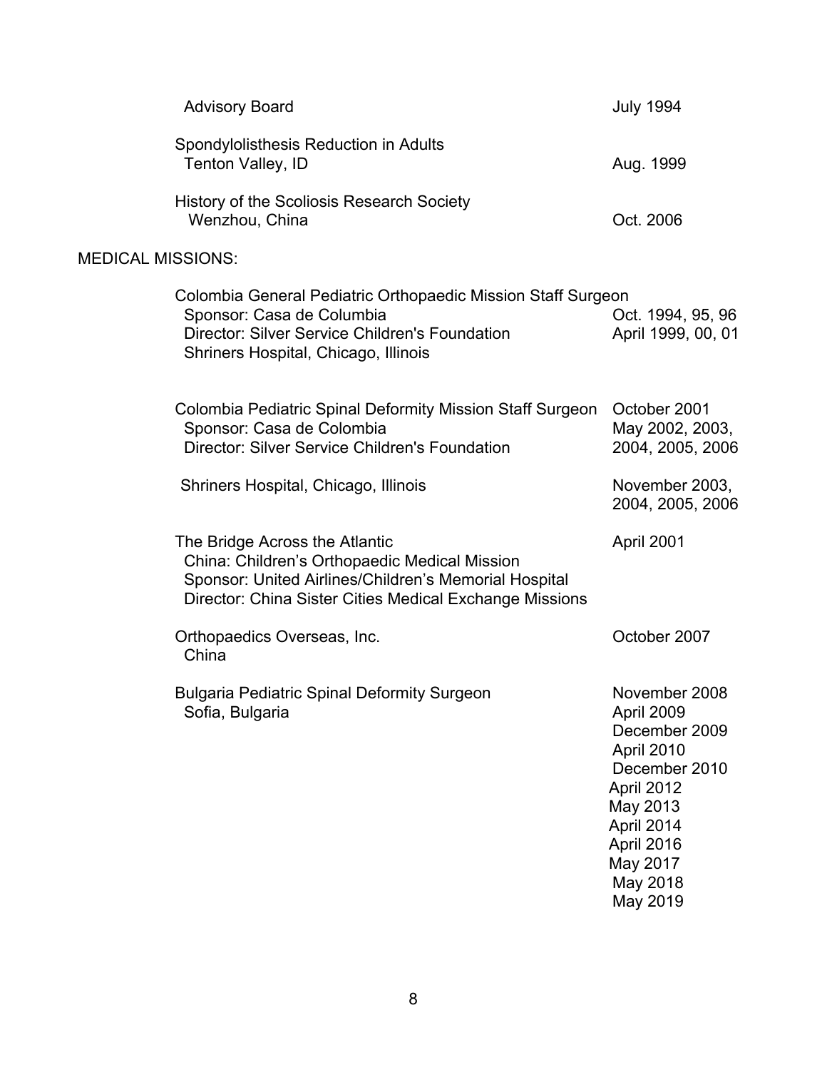Advisory Board — July 1994

Spondylolisthesis Reduction in Adults
Tenton Valley, ID — Aug. 1999

History of the Scoliosis Research Society
Wenzhou, China — Oct. 2006

MEDICAL MISSIONS:

Colombia General Pediatric Orthopaedic Mission Staff Surgeon
Sponsor: Casa de Columbia — Oct. 1994, 95, 96
Director: Silver Service Children's Foundation — April 1999, 00, 01
Shriners Hospital, Chicago, Illinois

Colombia Pediatric Spinal Deformity Mission Staff Surgeon — October 2001
Sponsor: Casa de Colombia — May 2002, 2003,
Director: Silver Service Children's Foundation — 2004, 2005, 2006

Shriners Hospital, Chicago, Illinois — November 2003, 2004, 2005, 2006

The Bridge Across the Atlantic — April 2001
China: Children's Orthopaedic Medical Mission
Sponsor: United Airlines/Children's Memorial Hospital
Director: China Sister Cities Medical Exchange Missions

Orthopaedics Overseas, Inc. — October 2007
China

Bulgaria Pediatric Spinal Deformity Surgeon
Sofia, Bulgaria
- November 2008
- April 2009
- December 2009
- April 2010
- December 2010
- April 2012
- May 2013
- April 2014
- April 2016
- May 2017
- May 2018
- May 2019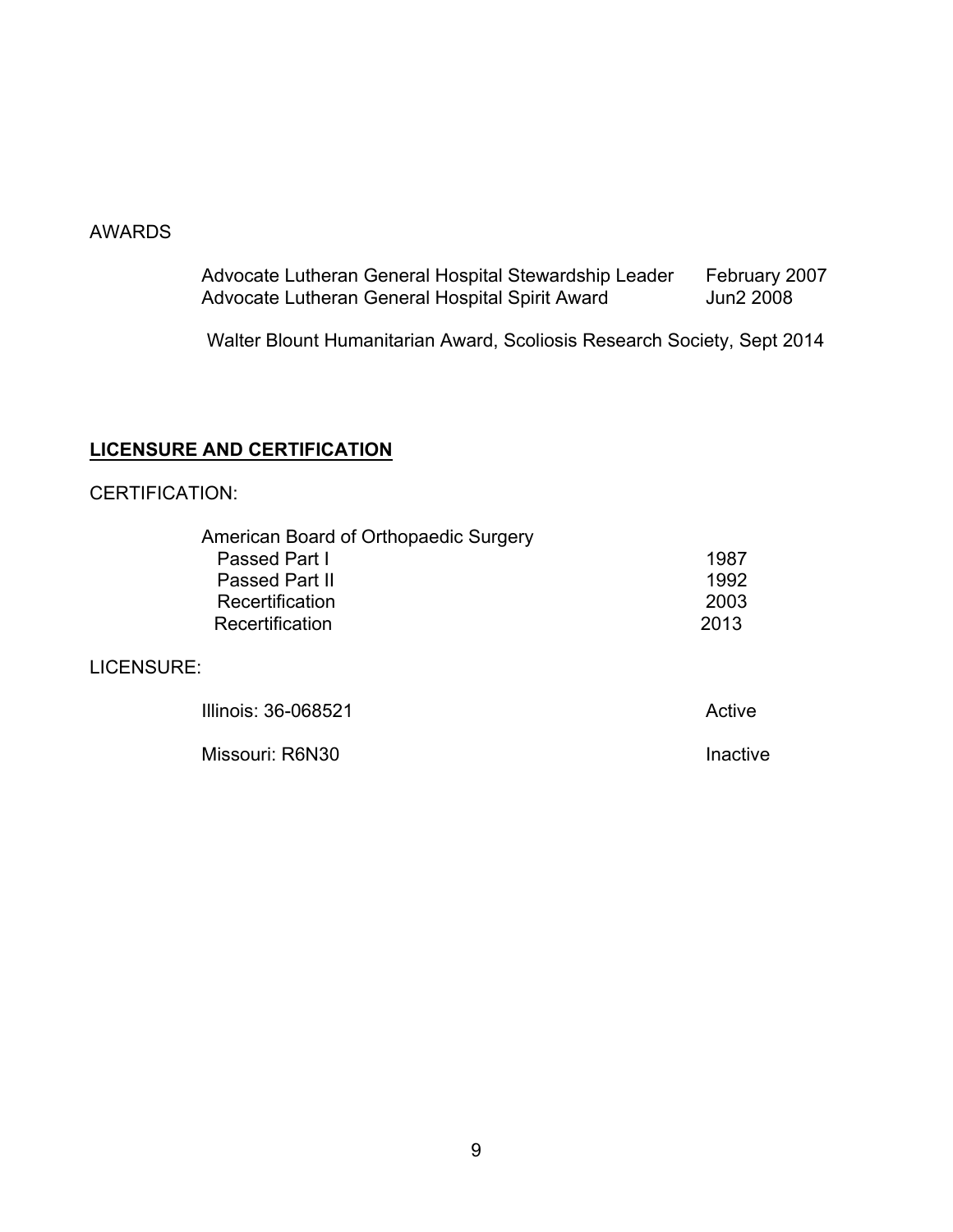AWARDS

Advocate Lutheran General Hospital Stewardship Leader February 2007
Advocate Lutheran General Hospital Spirit Award Jun2 2008

Walter Blount Humanitarian Award, Scoliosis Research Society, Sept 2014

## LICENSURE AND CERTIFICATION

CERTIFICATION:

American Board of Orthopaedic Surgery
- Passed Part I 1987
- Passed Part II 1992
- Recertification 2003
- Recertification 2013

LICENSURE:

Illinois: 36-068521 Active

Missouri: R6N30 Inactive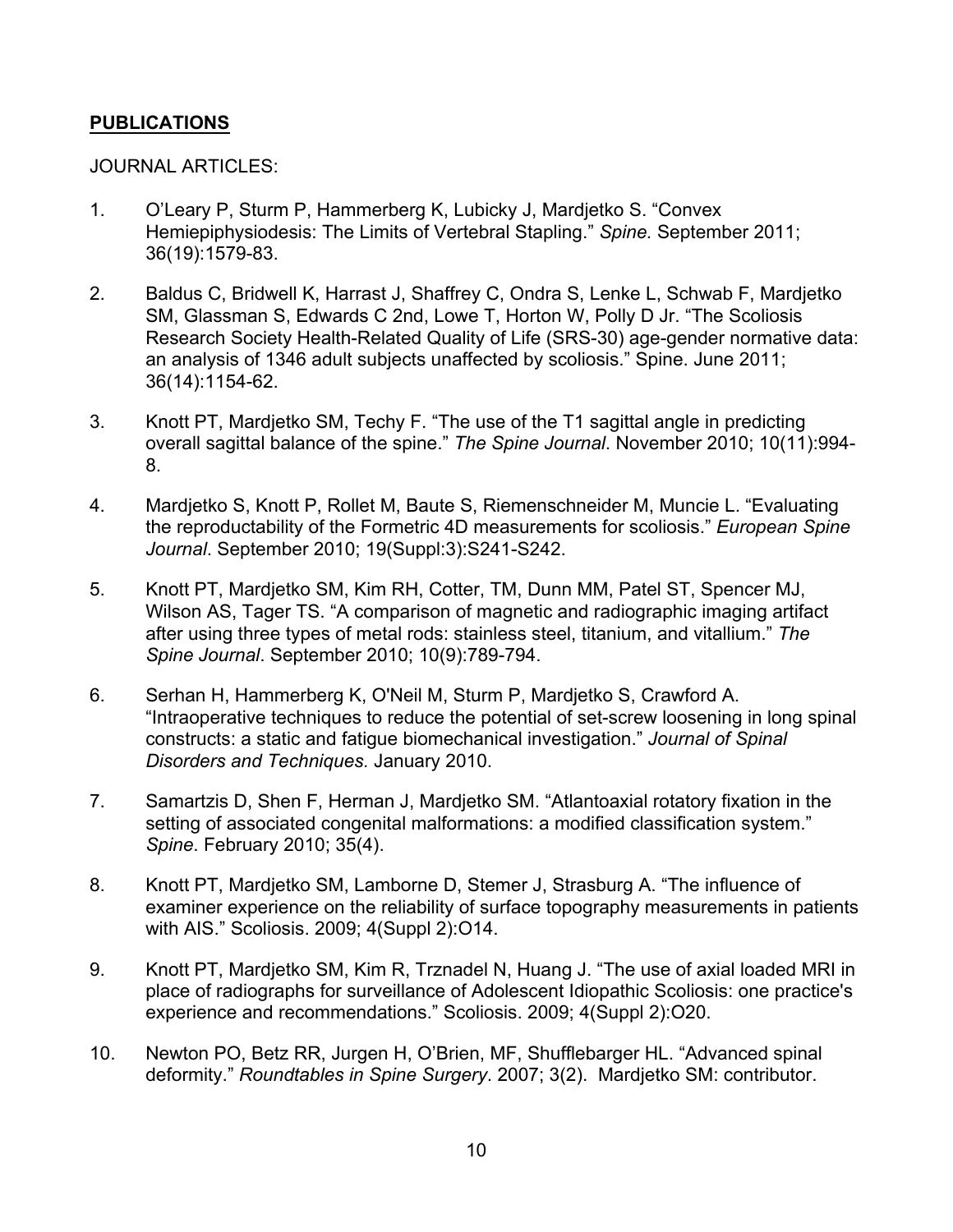## **PUBLICATIONS**

JOURNAL ARTICLES:

1. O'Leary P, Sturm P, Hammerberg K, Lubicky J, Mardjetko S. "Convex Hemiepiphysiodesis: The Limits of Vertebral Stapling." *Spine.* September 2011; 36(19):1579-83.

2. Baldus C, Bridwell K, Harrast J, Shaffrey C, Ondra S, Lenke L, Schwab F, Mardjetko SM, Glassman S, Edwards C 2nd, Lowe T, Horton W, Polly D Jr. "The Scoliosis Research Society Health-Related Quality of Life (SRS-30) age-gender normative data: an analysis of 1346 adult subjects unaffected by scoliosis." Spine. June 2011; 36(14):1154-62.

3. Knott PT, Mardjetko SM, Techy F. "The use of the T1 sagittal angle in predicting overall sagittal balance of the spine." *The Spine Journal*. November 2010; 10(11):994-8.

4. Mardjetko S, Knott P, Rollet M, Baute S, Riemenschneider M, Muncie L. "Evaluating the reproductability of the Formetric 4D measurements for scoliosis." *European Spine Journal*. September 2010; 19(Suppl:3):S241-S242.

5. Knott PT, Mardjetko SM, Kim RH, Cotter, TM, Dunn MM, Patel ST, Spencer MJ, Wilson AS, Tager TS. "A comparison of magnetic and radiographic imaging artifact after using three types of metal rods: stainless steel, titanium, and vitallium." *The Spine Journal*. September 2010; 10(9):789-794.

6. Serhan H, Hammerberg K, O'Neil M, Sturm P, Mardjetko S, Crawford A. "Intraoperative techniques to reduce the potential of set-screw loosening in long spinal constructs: a static and fatigue biomechanical investigation." *Journal of Spinal Disorders and Techniques.* January 2010.

7. Samartzis D, Shen F, Herman J, Mardjetko SM. "Atlantoaxial rotatory fixation in the setting of associated congenital malformations: a modified classification system." *Spine*. February 2010; 35(4).

8. Knott PT, Mardjetko SM, Lamborne D, Stemer J, Strasburg A. "The influence of examiner experience on the reliability of surface topography measurements in patients with AIS." Scoliosis. 2009; 4(Suppl 2):O14.

9. Knott PT, Mardjetko SM, Kim R, Trznadel N, Huang J. "The use of axial loaded MRI in place of radiographs for surveillance of Adolescent Idiopathic Scoliosis: one practice's experience and recommendations." Scoliosis. 2009; 4(Suppl 2):O20.

10. Newton PO, Betz RR, Jurgen H, O'Brien, MF, Shufflebarger HL. "Advanced spinal deformity." *Roundtables in Spine Surgery*. 2007; 3(2). Mardjetko SM: contributor.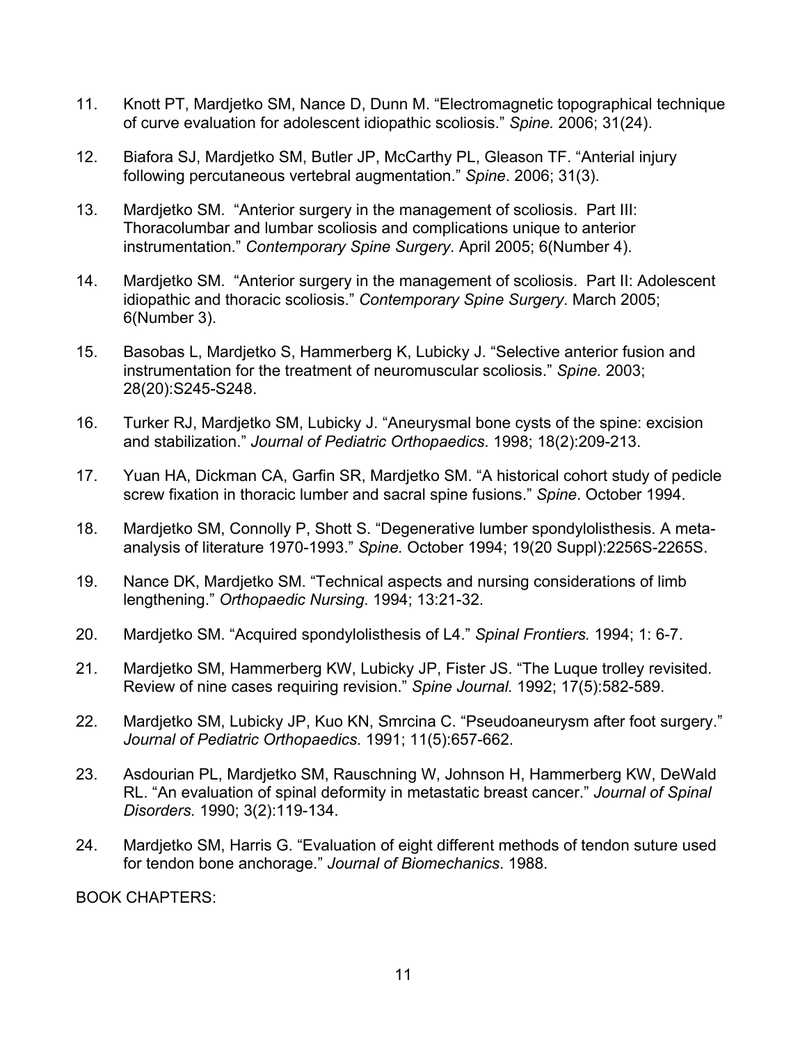11. Knott PT, Mardjetko SM, Nance D, Dunn M. “Electromagnetic topographical technique of curve evaluation for adolescent idiopathic scoliosis.” *Spine.* 2006; 31(24).

12. Biafora SJ, Mardjetko SM, Butler JP, McCarthy PL, Gleason TF. “Anterial injury following percutaneous vertebral augmentation.” *Spine*. 2006; 31(3).

13. Mardjetko SM. “Anterior surgery in the management of scoliosis. Part III: Thoracolumbar and lumbar scoliosis and complications unique to anterior instrumentation.” *Contemporary Spine Surgery*. April 2005; 6(Number 4).

14. Mardjetko SM. “Anterior surgery in the management of scoliosis. Part II: Adolescent idiopathic and thoracic scoliosis.” *Contemporary Spine Surgery*. March 2005; 6(Number 3).

15. Basobas L, Mardjetko S, Hammerberg K, Lubicky J. “Selective anterior fusion and instrumentation for the treatment of neuromuscular scoliosis.” *Spine.* 2003; 28(20):S245-S248.

16. Turker RJ, Mardjetko SM, Lubicky J. “Aneurysmal bone cysts of the spine: excision and stabilization.” *Journal of Pediatric Orthopaedics*. 1998; 18(2):209-213.

17. Yuan HA, Dickman CA, Garfin SR, Mardjetko SM. “A historical cohort study of pedicle screw fixation in thoracic lumber and sacral spine fusions.” *Spine*. October 1994.

18. Mardjetko SM, Connolly P, Shott S. “Degenerative lumber spondylolisthesis. A meta-analysis of literature 1970-1993.” *Spine.* October 1994; 19(20 Suppl):2256S-2265S.

19. Nance DK, Mardjetko SM. “Technical aspects and nursing considerations of limb lengthening.” *Orthopaedic Nursing*. 1994; 13:21-32.

20. Mardjetko SM. “Acquired spondylolisthesis of L4.” *Spinal Frontiers.* 1994; 1: 6-7.

21. Mardjetko SM, Hammerberg KW, Lubicky JP, Fister JS. “The Luque trolley revisited. Review of nine cases requiring revision.” *Spine Journal.* 1992; 17(5):582-589.

22. Mardjetko SM, Lubicky JP, Kuo KN, Smrcina C. “Pseudoaneurysm after foot surgery.” *Journal of Pediatric Orthopaedics.* 1991; 11(5):657-662.

23. Asdourian PL, Mardjetko SM, Rauschning W, Johnson H, Hammerberg KW, DeWald RL. “An evaluation of spinal deformity in metastatic breast cancer.” *Journal of Spinal Disorders.* 1990; 3(2):119-134.

24. Mardjetko SM, Harris G. “Evaluation of eight different methods of tendon suture used for tendon bone anchorage.” *Journal of Biomechanics*. 1988.

BOOK CHAPTERS: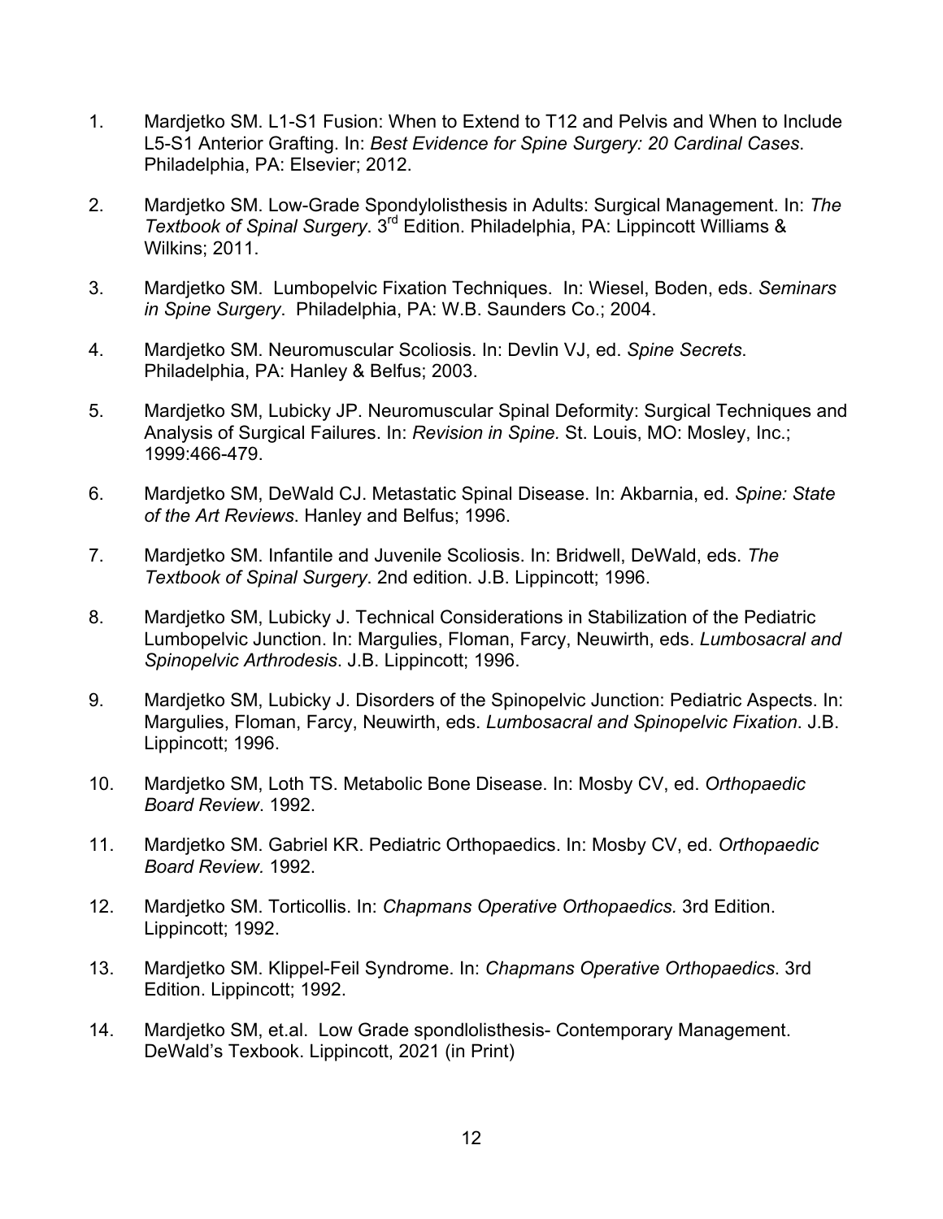1. Mardjetko SM. L1-S1 Fusion: When to Extend to T12 and Pelvis and When to Include L5-S1 Anterior Grafting. In: *Best Evidence for Spine Surgery: 20 Cardinal Cases*. Philadelphia, PA: Elsevier; 2012.

2. Mardjetko SM. Low-Grade Spondylolisthesis in Adults: Surgical Management. In: *The Textbook of Spinal Surgery*. 3rd Edition. Philadelphia, PA: Lippincott Williams & Wilkins; 2011.

3. Mardjetko SM. Lumbopelvic Fixation Techniques. In: Wiesel, Boden, eds. *Seminars in Spine Surgery*. Philadelphia, PA: W.B. Saunders Co.; 2004.

4. Mardjetko SM. Neuromuscular Scoliosis. In: Devlin VJ, ed. *Spine Secrets*. Philadelphia, PA: Hanley & Belfus; 2003.

5. Mardjetko SM, Lubicky JP. Neuromuscular Spinal Deformity: Surgical Techniques and Analysis of Surgical Failures. In: *Revision in Spine.* St. Louis, MO: Mosley, Inc.; 1999:466-479.

6. Mardjetko SM, DeWald CJ. Metastatic Spinal Disease. In: Akbarnia, ed. *Spine: State of the Art Reviews*. Hanley and Belfus; 1996.

7. Mardjetko SM. Infantile and Juvenile Scoliosis. In: Bridwell, DeWald, eds. *The Textbook of Spinal Surgery*. 2nd edition. J.B. Lippincott; 1996.

8. Mardjetko SM, Lubicky J. Technical Considerations in Stabilization of the Pediatric Lumbopelvic Junction. In: Margulies, Floman, Farcy, Neuwirth, eds. *Lumbosacral and Spinopelvic Arthrodesis*. J.B. Lippincott; 1996.

9. Mardjetko SM, Lubicky J. Disorders of the Spinopelvic Junction: Pediatric Aspects. In: Margulies, Floman, Farcy, Neuwirth, eds. *Lumbosacral and Spinopelvic Fixation*. J.B. Lippincott; 1996.

10. Mardjetko SM, Loth TS. Metabolic Bone Disease. In: Mosby CV, ed. *Orthopaedic Board Review*. 1992.

11. Mardjetko SM. Gabriel KR. Pediatric Orthopaedics. In: Mosby CV, ed. *Orthopaedic Board Review.* 1992.

12. Mardjetko SM. Torticollis. In: *Chapmans Operative Orthopaedics.* 3rd Edition. Lippincott; 1992.

13. Mardjetko SM. Klippel-Feil Syndrome. In: *Chapmans Operative Orthopaedics*. 3rd Edition. Lippincott; 1992.

14. Mardjetko SM, et.al. Low Grade spondlolisthesis- Contemporary Management. DeWald's Texbook. Lippincott, 2021 (in Print)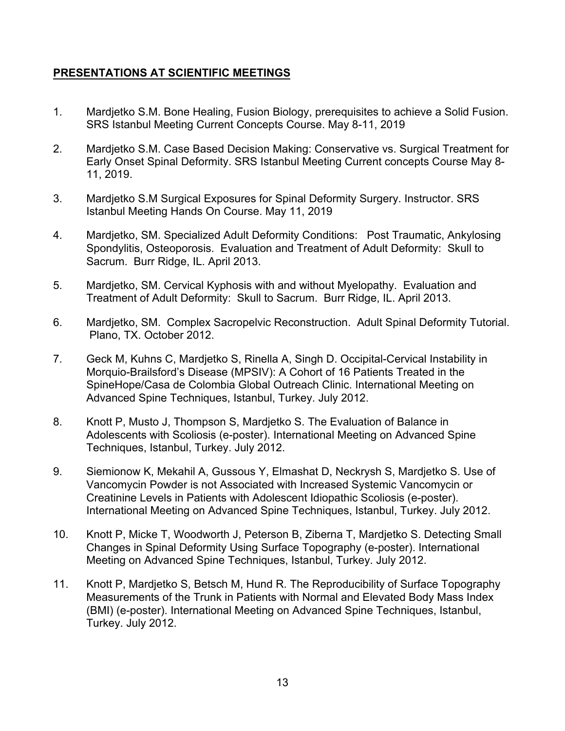## **PRESENTATIONS AT SCIENTIFIC MEETINGS**

1. Mardjetko S.M. Bone Healing, Fusion Biology, prerequisites to achieve a Solid Fusion. SRS Istanbul Meeting Current Concepts Course. May 8-11, 2019

2. Mardjetko S.M. Case Based Decision Making: Conservative vs. Surgical Treatment for Early Onset Spinal Deformity. SRS Istanbul Meeting Current concepts Course May 8-11, 2019.

3. Mardjetko S.M Surgical Exposures for Spinal Deformity Surgery. Instructor. SRS Istanbul Meeting Hands On Course. May 11, 2019

4. Mardjetko, SM. Specialized Adult Deformity Conditions: Post Traumatic, Ankylosing Spondylitis, Osteoporosis. Evaluation and Treatment of Adult Deformity: Skull to Sacrum. Burr Ridge, IL. April 2013.

5. Mardjetko, SM. Cervical Kyphosis with and without Myelopathy. Evaluation and Treatment of Adult Deformity: Skull to Sacrum. Burr Ridge, IL. April 2013.

6. Mardjetko, SM. Complex Sacropelvic Reconstruction. Adult Spinal Deformity Tutorial. Plano, TX. October 2012.

7. Geck M, Kuhns C, Mardjetko S, Rinella A, Singh D. Occipital-Cervical Instability in Morquio-Brailsford's Disease (MPSIV): A Cohort of 16 Patients Treated in the SpineHope/Casa de Colombia Global Outreach Clinic. International Meeting on Advanced Spine Techniques, Istanbul, Turkey. July 2012.

8. Knott P, Musto J, Thompson S, Mardjetko S. The Evaluation of Balance in Adolescents with Scoliosis (e-poster). International Meeting on Advanced Spine Techniques, Istanbul, Turkey. July 2012.

9. Siemionow K, Mekahil A, Gussous Y, Elmashat D, Neckrysh S, Mardjetko S. Use of Vancomycin Powder is not Associated with Increased Systemic Vancomycin or Creatinine Levels in Patients with Adolescent Idiopathic Scoliosis (e-poster). International Meeting on Advanced Spine Techniques, Istanbul, Turkey. July 2012.

10. Knott P, Micke T, Woodworth J, Peterson B, Ziberna T, Mardjetko S. Detecting Small Changes in Spinal Deformity Using Surface Topography (e-poster). International Meeting on Advanced Spine Techniques, Istanbul, Turkey. July 2012.

11. Knott P, Mardjetko S, Betsch M, Hund R. The Reproducibility of Surface Topography Measurements of the Trunk in Patients with Normal and Elevated Body Mass Index (BMI) (e-poster). International Meeting on Advanced Spine Techniques, Istanbul, Turkey. July 2012.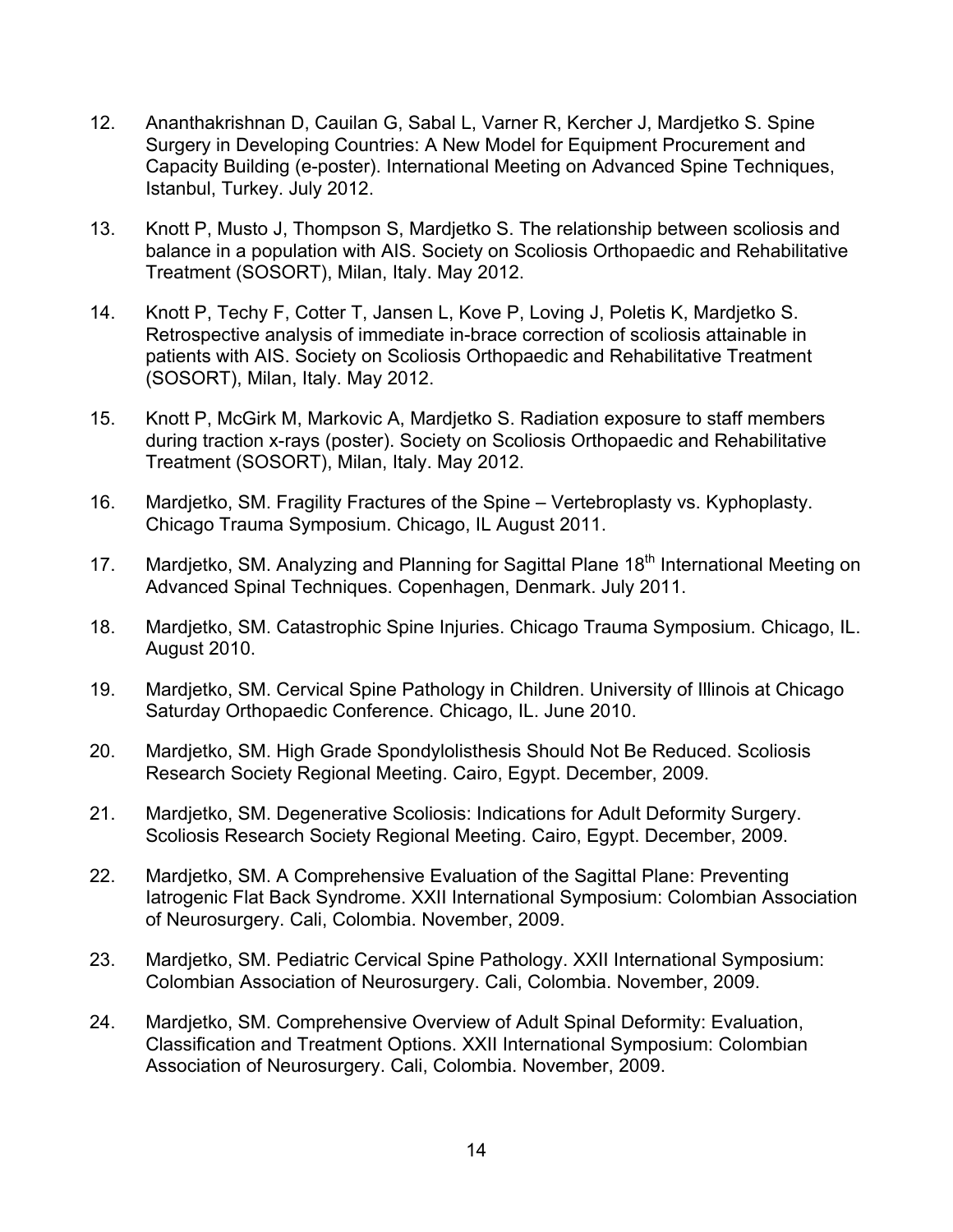12. Ananthakrishnan D, Cauilan G, Sabal L, Varner R, Kercher J, Mardjetko S. Spine Surgery in Developing Countries: A New Model for Equipment Procurement and Capacity Building (e-poster). International Meeting on Advanced Spine Techniques, Istanbul, Turkey. July 2012.

13. Knott P, Musto J, Thompson S, Mardjetko S. The relationship between scoliosis and balance in a population with AIS. Society on Scoliosis Orthopaedic and Rehabilitative Treatment (SOSORT), Milan, Italy. May 2012.

14. Knott P, Techy F, Cotter T, Jansen L, Kove P, Loving J, Poletis K, Mardjetko S. Retrospective analysis of immediate in-brace correction of scoliosis attainable in patients with AIS. Society on Scoliosis Orthopaedic and Rehabilitative Treatment (SOSORT), Milan, Italy. May 2012.

15. Knott P, McGirk M, Markovic A, Mardjetko S. Radiation exposure to staff members during traction x-rays (poster). Society on Scoliosis Orthopaedic and Rehabilitative Treatment (SOSORT), Milan, Italy. May 2012.

16. Mardjetko, SM. Fragility Fractures of the Spine – Vertebroplasty vs. Kyphoplasty. Chicago Trauma Symposium. Chicago, IL August 2011.

17. Mardjetko, SM. Analyzing and Planning for Sagittal Plane 18th International Meeting on Advanced Spinal Techniques. Copenhagen, Denmark. July 2011.

18. Mardjetko, SM. Catastrophic Spine Injuries. Chicago Trauma Symposium. Chicago, IL. August 2010.

19. Mardjetko, SM. Cervical Spine Pathology in Children. University of Illinois at Chicago Saturday Orthopaedic Conference. Chicago, IL. June 2010.

20. Mardjetko, SM. High Grade Spondylolisthesis Should Not Be Reduced. Scoliosis Research Society Regional Meeting. Cairo, Egypt. December, 2009.

21. Mardjetko, SM. Degenerative Scoliosis: Indications for Adult Deformity Surgery. Scoliosis Research Society Regional Meeting. Cairo, Egypt. December, 2009.

22. Mardjetko, SM. A Comprehensive Evaluation of the Sagittal Plane: Preventing Iatrogenic Flat Back Syndrome. XXII International Symposium: Colombian Association of Neurosurgery. Cali, Colombia. November, 2009.

23. Mardjetko, SM. Pediatric Cervical Spine Pathology. XXII International Symposium: Colombian Association of Neurosurgery. Cali, Colombia. November, 2009.

24. Mardjetko, SM. Comprehensive Overview of Adult Spinal Deformity: Evaluation, Classification and Treatment Options. XXII International Symposium: Colombian Association of Neurosurgery. Cali, Colombia. November, 2009.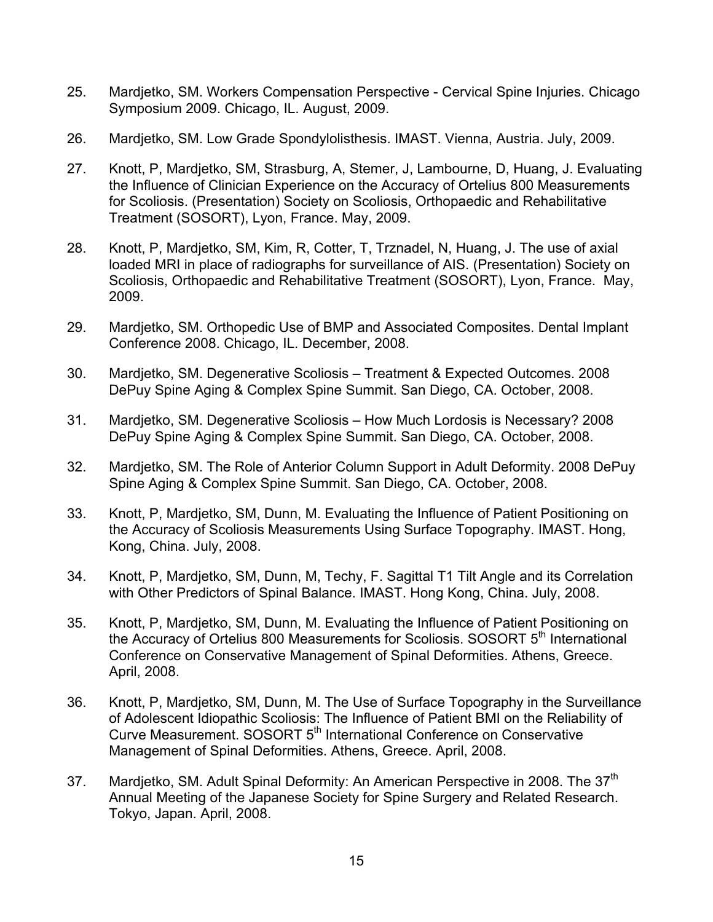25. Mardjetko, SM. Workers Compensation Perspective - Cervical Spine Injuries. Chicago Symposium 2009. Chicago, IL. August, 2009.

26. Mardjetko, SM. Low Grade Spondylolisthesis. IMAST. Vienna, Austria. July, 2009.

27. Knott, P, Mardjetko, SM, Strasburg, A, Stemer, J, Lambourne, D, Huang, J. Evaluating the Influence of Clinician Experience on the Accuracy of Ortelius 800 Measurements for Scoliosis. (Presentation) Society on Scoliosis, Orthopaedic and Rehabilitative Treatment (SOSORT), Lyon, France. May, 2009.

28. Knott, P, Mardjetko, SM, Kim, R, Cotter, T, Trznadel, N, Huang, J. The use of axial loaded MRI in place of radiographs for surveillance of AIS. (Presentation) Society on Scoliosis, Orthopaedic and Rehabilitative Treatment (SOSORT), Lyon, France. May, 2009.

29. Mardjetko, SM. Orthopedic Use of BMP and Associated Composites. Dental Implant Conference 2008. Chicago, IL. December, 2008.

30. Mardjetko, SM. Degenerative Scoliosis – Treatment & Expected Outcomes. 2008 DePuy Spine Aging & Complex Spine Summit. San Diego, CA. October, 2008.

31. Mardjetko, SM. Degenerative Scoliosis – How Much Lordosis is Necessary? 2008 DePuy Spine Aging & Complex Spine Summit. San Diego, CA. October, 2008.

32. Mardjetko, SM. The Role of Anterior Column Support in Adult Deformity. 2008 DePuy Spine Aging & Complex Spine Summit. San Diego, CA. October, 2008.

33. Knott, P, Mardjetko, SM, Dunn, M. Evaluating the Influence of Patient Positioning on the Accuracy of Scoliosis Measurements Using Surface Topography. IMAST. Hong, Kong, China. July, 2008.

34. Knott, P, Mardjetko, SM, Dunn, M, Techy, F. Sagittal T1 Tilt Angle and its Correlation with Other Predictors of Spinal Balance. IMAST. Hong Kong, China. July, 2008.

35. Knott, P, Mardjetko, SM, Dunn, M. Evaluating the Influence of Patient Positioning on the Accuracy of Ortelius 800 Measurements for Scoliosis. SOSORT 5th International Conference on Conservative Management of Spinal Deformities. Athens, Greece. April, 2008.

36. Knott, P, Mardjetko, SM, Dunn, M. The Use of Surface Topography in the Surveillance of Adolescent Idiopathic Scoliosis: The Influence of Patient BMI on the Reliability of Curve Measurement. SOSORT 5th International Conference on Conservative Management of Spinal Deformities. Athens, Greece. April, 2008.

37. Mardjetko, SM. Adult Spinal Deformity: An American Perspective in 2008. The 37th Annual Meeting of the Japanese Society for Spine Surgery and Related Research. Tokyo, Japan. April, 2008.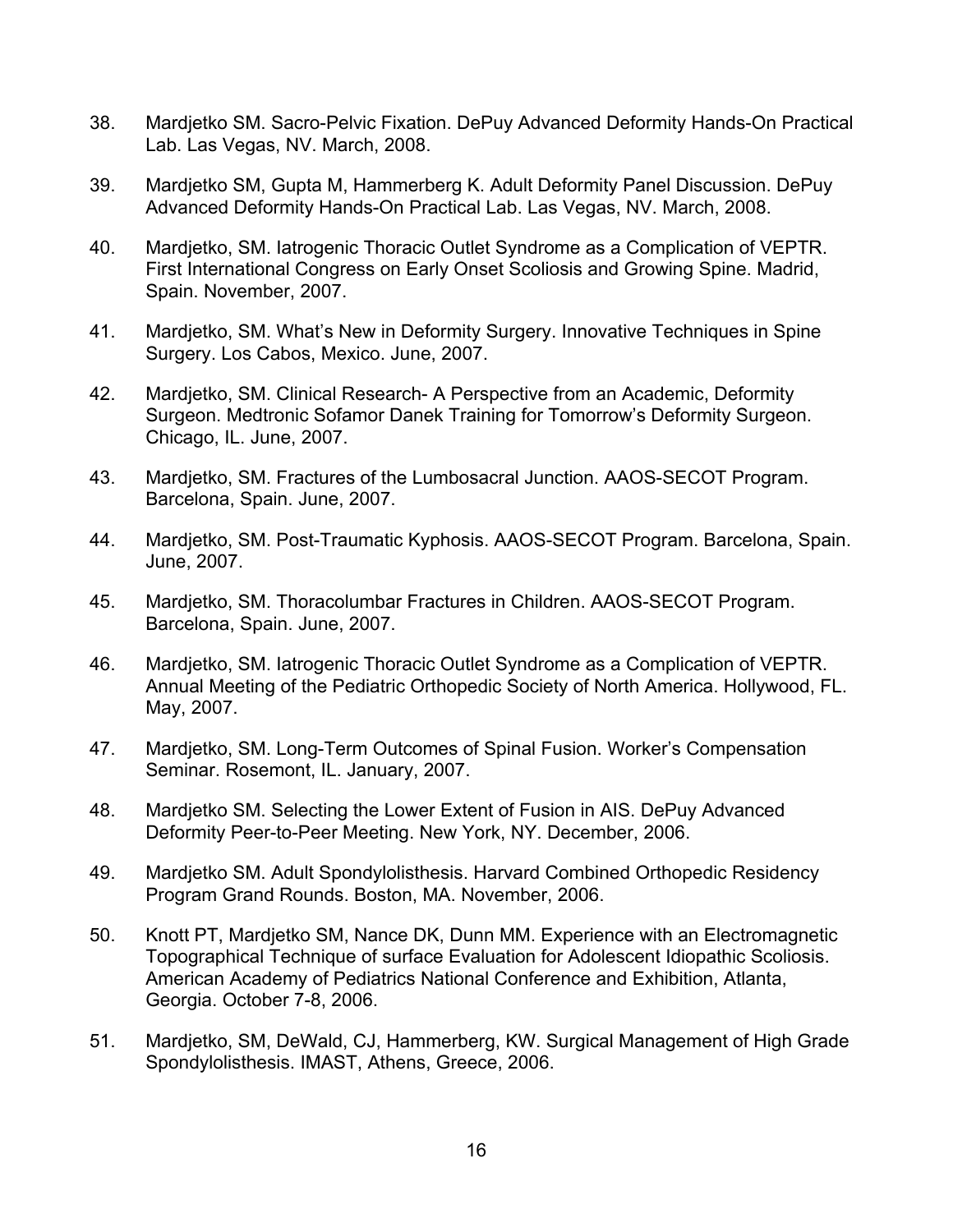38. Mardjetko SM. Sacro-Pelvic Fixation. DePuy Advanced Deformity Hands-On Practical Lab. Las Vegas, NV. March, 2008.

39. Mardjetko SM, Gupta M, Hammerberg K. Adult Deformity Panel Discussion. DePuy Advanced Deformity Hands-On Practical Lab. Las Vegas, NV. March, 2008.

40. Mardjetko, SM. Iatrogenic Thoracic Outlet Syndrome as a Complication of VEPTR. First International Congress on Early Onset Scoliosis and Growing Spine. Madrid, Spain. November, 2007.

41. Mardjetko, SM. What's New in Deformity Surgery. Innovative Techniques in Spine Surgery. Los Cabos, Mexico. June, 2007.

42. Mardjetko, SM. Clinical Research- A Perspective from an Academic, Deformity Surgeon. Medtronic Sofamor Danek Training for Tomorrow's Deformity Surgeon. Chicago, IL. June, 2007.

43. Mardjetko, SM. Fractures of the Lumbosacral Junction. AAOS-SECOT Program. Barcelona, Spain. June, 2007.

44. Mardjetko, SM. Post-Traumatic Kyphosis. AAOS-SECOT Program. Barcelona, Spain. June, 2007.

45. Mardjetko, SM. Thoracolumbar Fractures in Children. AAOS-SECOT Program. Barcelona, Spain. June, 2007.

46. Mardjetko, SM. Iatrogenic Thoracic Outlet Syndrome as a Complication of VEPTR. Annual Meeting of the Pediatric Orthopedic Society of North America. Hollywood, FL. May, 2007.

47. Mardjetko, SM. Long-Term Outcomes of Spinal Fusion. Worker's Compensation Seminar. Rosemont, IL. January, 2007.

48. Mardjetko SM. Selecting the Lower Extent of Fusion in AIS. DePuy Advanced Deformity Peer-to-Peer Meeting. New York, NY. December, 2006.

49. Mardjetko SM. Adult Spondylolisthesis. Harvard Combined Orthopedic Residency Program Grand Rounds. Boston, MA. November, 2006.

50. Knott PT, Mardjetko SM, Nance DK, Dunn MM. Experience with an Electromagnetic Topographical Technique of surface Evaluation for Adolescent Idiopathic Scoliosis. American Academy of Pediatrics National Conference and Exhibition, Atlanta, Georgia. October 7-8, 2006.

51. Mardjetko, SM, DeWald, CJ, Hammerberg, KW. Surgical Management of High Grade Spondylolisthesis. IMAST, Athens, Greece, 2006.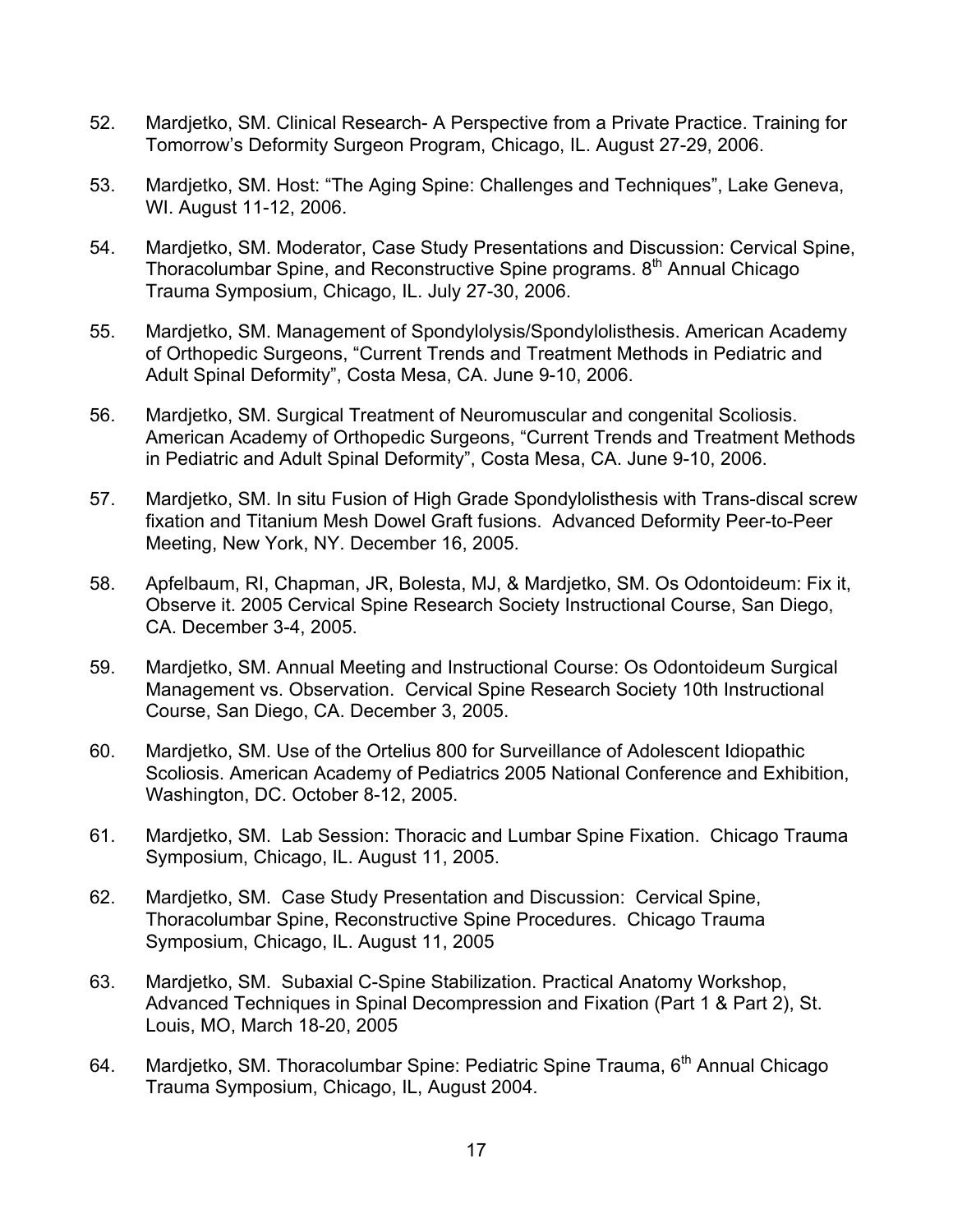52. Mardjetko, SM. Clinical Research- A Perspective from a Private Practice. Training for Tomorrow's Deformity Surgeon Program, Chicago, IL. August 27-29, 2006.

53. Mardjetko, SM. Host: "The Aging Spine: Challenges and Techniques", Lake Geneva, WI. August 11-12, 2006.

54. Mardjetko, SM. Moderator, Case Study Presentations and Discussion: Cervical Spine, Thoracolumbar Spine, and Reconstructive Spine programs. 8th Annual Chicago Trauma Symposium, Chicago, IL. July 27-30, 2006.

55. Mardjetko, SM. Management of Spondylolysis/Spondylolisthesis. American Academy of Orthopedic Surgeons, "Current Trends and Treatment Methods in Pediatric and Adult Spinal Deformity", Costa Mesa, CA. June 9-10, 2006.

56. Mardjetko, SM. Surgical Treatment of Neuromuscular and congenital Scoliosis. American Academy of Orthopedic Surgeons, "Current Trends and Treatment Methods in Pediatric and Adult Spinal Deformity", Costa Mesa, CA. June 9-10, 2006.

57. Mardjetko, SM. In situ Fusion of High Grade Spondylolisthesis with Trans-discal screw fixation and Titanium Mesh Dowel Graft fusions. Advanced Deformity Peer-to-Peer Meeting, New York, NY. December 16, 2005.

58. Apfelbaum, RI, Chapman, JR, Bolesta, MJ, & Mardjetko, SM. Os Odontoideum: Fix it, Observe it. 2005 Cervical Spine Research Society Instructional Course, San Diego, CA. December 3-4, 2005.

59. Mardjetko, SM. Annual Meeting and Instructional Course: Os Odontoideum Surgical Management vs. Observation. Cervical Spine Research Society 10th Instructional Course, San Diego, CA. December 3, 2005.

60. Mardjetko, SM. Use of the Ortelius 800 for Surveillance of Adolescent Idiopathic Scoliosis. American Academy of Pediatrics 2005 National Conference and Exhibition, Washington, DC. October 8-12, 2005.

61. Mardjetko, SM. Lab Session: Thoracic and Lumbar Spine Fixation. Chicago Trauma Symposium, Chicago, IL. August 11, 2005.

62. Mardjetko, SM. Case Study Presentation and Discussion: Cervical Spine, Thoracolumbar Spine, Reconstructive Spine Procedures. Chicago Trauma Symposium, Chicago, IL. August 11, 2005

63. Mardjetko, SM. Subaxial C-Spine Stabilization. Practical Anatomy Workshop, Advanced Techniques in Spinal Decompression and Fixation (Part 1 & Part 2), St. Louis, MO, March 18-20, 2005

64. Mardjetko, SM. Thoracolumbar Spine: Pediatric Spine Trauma, 6th Annual Chicago Trauma Symposium, Chicago, IL, August 2004.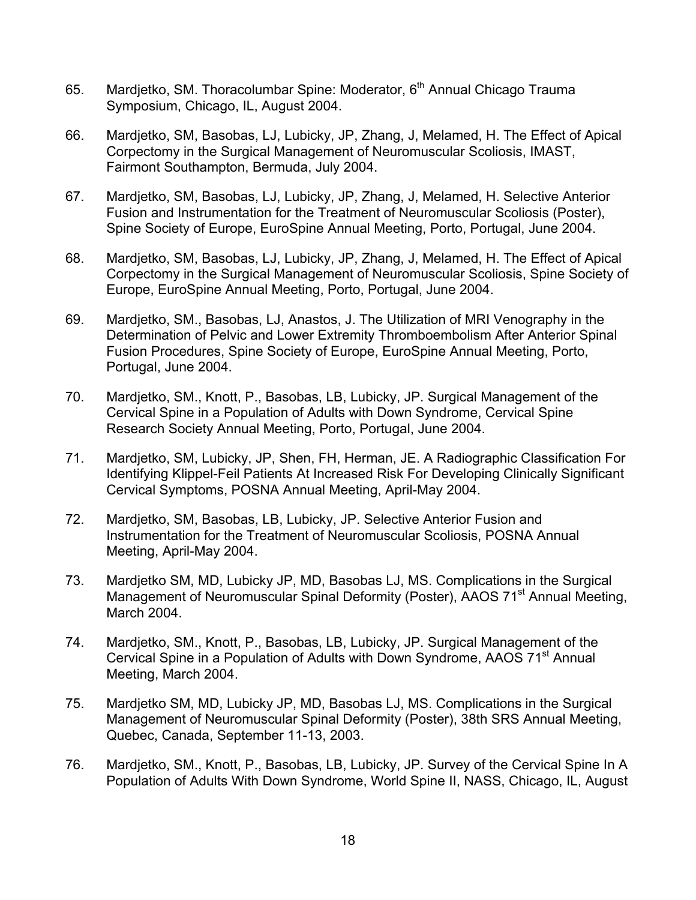65. Mardjetko, SM. Thoracolumbar Spine: Moderator, 6th Annual Chicago Trauma Symposium, Chicago, IL, August 2004.

66. Mardjetko, SM, Basobas, LJ, Lubicky, JP, Zhang, J, Melamed, H. The Effect of Apical Corpectomy in the Surgical Management of Neuromuscular Scoliosis, IMAST, Fairmont Southampton, Bermuda, July 2004.

67. Mardjetko, SM, Basobas, LJ, Lubicky, JP, Zhang, J, Melamed, H. Selective Anterior Fusion and Instrumentation for the Treatment of Neuromuscular Scoliosis (Poster), Spine Society of Europe, EuroSpine Annual Meeting, Porto, Portugal, June 2004.

68. Mardjetko, SM, Basobas, LJ, Lubicky, JP, Zhang, J, Melamed, H. The Effect of Apical Corpectomy in the Surgical Management of Neuromuscular Scoliosis, Spine Society of Europe, EuroSpine Annual Meeting, Porto, Portugal, June 2004.

69. Mardjetko, SM., Basobas, LJ, Anastos, J. The Utilization of MRI Venography in the Determination of Pelvic and Lower Extremity Thromboembolism After Anterior Spinal Fusion Procedures, Spine Society of Europe, EuroSpine Annual Meeting, Porto, Portugal, June 2004.

70. Mardjetko, SM., Knott, P., Basobas, LB, Lubicky, JP. Surgical Management of the Cervical Spine in a Population of Adults with Down Syndrome, Cervical Spine Research Society Annual Meeting, Porto, Portugal, June 2004.

71. Mardjetko, SM, Lubicky, JP, Shen, FH, Herman, JE. A Radiographic Classification For Identifying Klippel-Feil Patients At Increased Risk For Developing Clinically Significant Cervical Symptoms, POSNA Annual Meeting, April-May 2004.

72. Mardjetko, SM, Basobas, LB, Lubicky, JP. Selective Anterior Fusion and Instrumentation for the Treatment of Neuromuscular Scoliosis, POSNA Annual Meeting, April-May 2004.

73. Mardjetko SM, MD, Lubicky JP, MD, Basobas LJ, MS. Complications in the Surgical Management of Neuromuscular Spinal Deformity (Poster), AAOS 71st Annual Meeting, March 2004.

74. Mardjetko, SM., Knott, P., Basobas, LB, Lubicky, JP. Surgical Management of the Cervical Spine in a Population of Adults with Down Syndrome, AAOS 71st Annual Meeting, March 2004.

75. Mardjetko SM, MD, Lubicky JP, MD, Basobas LJ, MS. Complications in the Surgical Management of Neuromuscular Spinal Deformity (Poster), 38th SRS Annual Meeting, Quebec, Canada, September 11-13, 2003.

76. Mardjetko, SM., Knott, P., Basobas, LB, Lubicky, JP. Survey of the Cervical Spine In A Population of Adults With Down Syndrome, World Spine II, NASS, Chicago, IL, August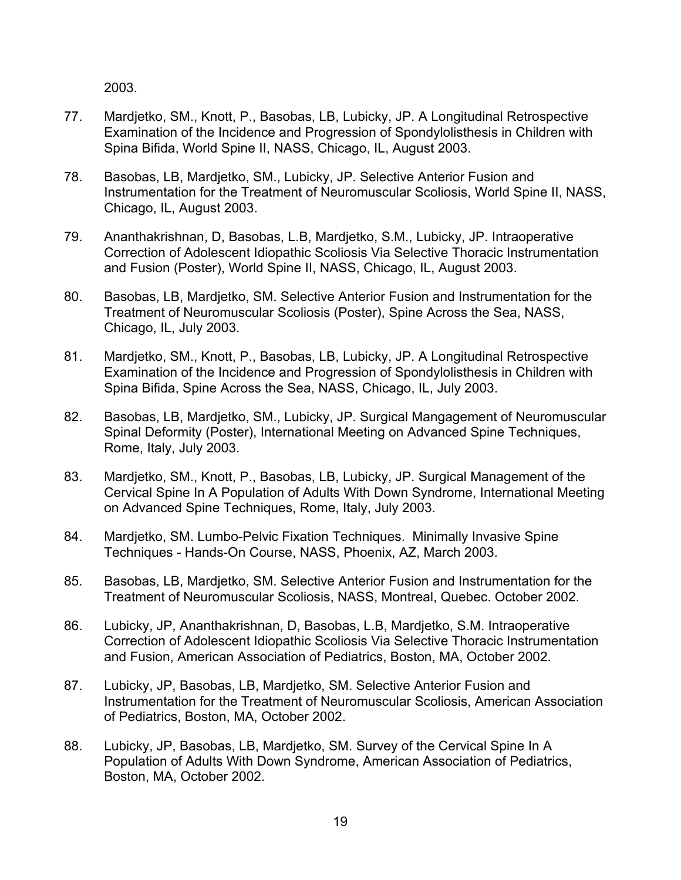2003.

77. Mardjetko, SM., Knott, P., Basobas, LB, Lubicky, JP. A Longitudinal Retrospective Examination of the Incidence and Progression of Spondylolisthesis in Children with Spina Bifida, World Spine II, NASS, Chicago, IL, August 2003.

78. Basobas, LB, Mardjetko, SM., Lubicky, JP. Selective Anterior Fusion and Instrumentation for the Treatment of Neuromuscular Scoliosis, World Spine II, NASS, Chicago, IL, August 2003.

79. Ananthakrishnan, D, Basobas, L.B, Mardjetko, S.M., Lubicky, JP. Intraoperative Correction of Adolescent Idiopathic Scoliosis Via Selective Thoracic Instrumentation and Fusion (Poster), World Spine II, NASS, Chicago, IL, August 2003.

80. Basobas, LB, Mardjetko, SM. Selective Anterior Fusion and Instrumentation for the Treatment of Neuromuscular Scoliosis (Poster), Spine Across the Sea, NASS, Chicago, IL, July 2003.

81. Mardjetko, SM., Knott, P., Basobas, LB, Lubicky, JP. A Longitudinal Retrospective Examination of the Incidence and Progression of Spondylolisthesis in Children with Spina Bifida, Spine Across the Sea, NASS, Chicago, IL, July 2003.

82. Basobas, LB, Mardjetko, SM., Lubicky, JP. Surgical Mangagement of Neuromuscular Spinal Deformity (Poster), International Meeting on Advanced Spine Techniques, Rome, Italy, July 2003.

83. Mardjetko, SM., Knott, P., Basobas, LB, Lubicky, JP. Surgical Management of the Cervical Spine In A Population of Adults With Down Syndrome, International Meeting on Advanced Spine Techniques, Rome, Italy, July 2003.

84. Mardjetko, SM. Lumbo-Pelvic Fixation Techniques. Minimally Invasive Spine Techniques - Hands-On Course, NASS, Phoenix, AZ, March 2003.

85. Basobas, LB, Mardjetko, SM. Selective Anterior Fusion and Instrumentation for the Treatment of Neuromuscular Scoliosis, NASS, Montreal, Quebec. October 2002.

86. Lubicky, JP, Ananthakrishnan, D, Basobas, L.B, Mardjetko, S.M. Intraoperative Correction of Adolescent Idiopathic Scoliosis Via Selective Thoracic Instrumentation and Fusion, American Association of Pediatrics, Boston, MA, October 2002.

87. Lubicky, JP, Basobas, LB, Mardjetko, SM. Selective Anterior Fusion and Instrumentation for the Treatment of Neuromuscular Scoliosis, American Association of Pediatrics, Boston, MA, October 2002.

88. Lubicky, JP, Basobas, LB, Mardjetko, SM. Survey of the Cervical Spine In A Population of Adults With Down Syndrome, American Association of Pediatrics, Boston, MA, October 2002.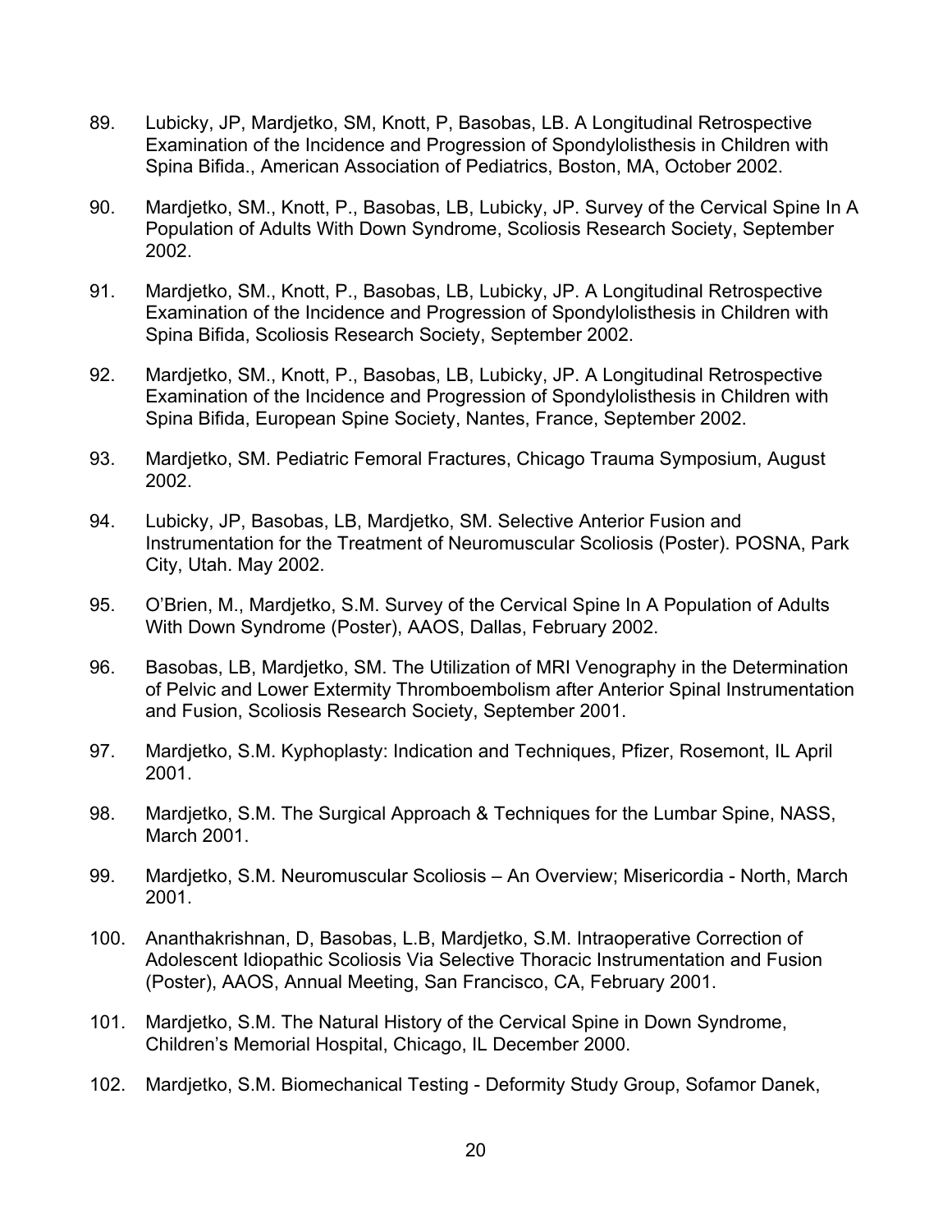89. Lubicky, JP, Mardjetko, SM, Knott, P, Basobas, LB. A Longitudinal Retrospective Examination of the Incidence and Progression of Spondylolisthesis in Children with Spina Bifida., American Association of Pediatrics, Boston, MA, October 2002.

90. Mardjetko, SM., Knott, P., Basobas, LB, Lubicky, JP. Survey of the Cervical Spine In A Population of Adults With Down Syndrome, Scoliosis Research Society, September 2002.

91. Mardjetko, SM., Knott, P., Basobas, LB, Lubicky, JP. A Longitudinal Retrospective Examination of the Incidence and Progression of Spondylolisthesis in Children with Spina Bifida, Scoliosis Research Society, September 2002.

92. Mardjetko, SM., Knott, P., Basobas, LB, Lubicky, JP. A Longitudinal Retrospective Examination of the Incidence and Progression of Spondylolisthesis in Children with Spina Bifida, European Spine Society, Nantes, France, September 2002.

93. Mardjetko, SM. Pediatric Femoral Fractures, Chicago Trauma Symposium, August 2002.

94. Lubicky, JP, Basobas, LB, Mardjetko, SM. Selective Anterior Fusion and Instrumentation for the Treatment of Neuromuscular Scoliosis (Poster). POSNA, Park City, Utah. May 2002.

95. O'Brien, M., Mardjetko, S.M. Survey of the Cervical Spine In A Population of Adults With Down Syndrome (Poster), AAOS, Dallas, February 2002.

96. Basobas, LB, Mardjetko, SM. The Utilization of MRI Venography in the Determination of Pelvic and Lower Extermity Thromboembolism after Anterior Spinal Instrumentation and Fusion, Scoliosis Research Society, September 2001.

97. Mardjetko, S.M. Kyphoplasty: Indication and Techniques, Pfizer, Rosemont, IL April 2001.

98. Mardjetko, S.M. The Surgical Approach & Techniques for the Lumbar Spine, NASS, March 2001.

99. Mardjetko, S.M. Neuromuscular Scoliosis – An Overview; Misericordia - North, March 2001.

100. Ananthakrishnan, D, Basobas, L.B, Mardjetko, S.M. Intraoperative Correction of Adolescent Idiopathic Scoliosis Via Selective Thoracic Instrumentation and Fusion (Poster), AAOS, Annual Meeting, San Francisco, CA, February 2001.

101. Mardjetko, S.M. The Natural History of the Cervical Spine in Down Syndrome, Children's Memorial Hospital, Chicago, IL December 2000.

102. Mardjetko, S.M. Biomechanical Testing - Deformity Study Group, Sofamor Danek,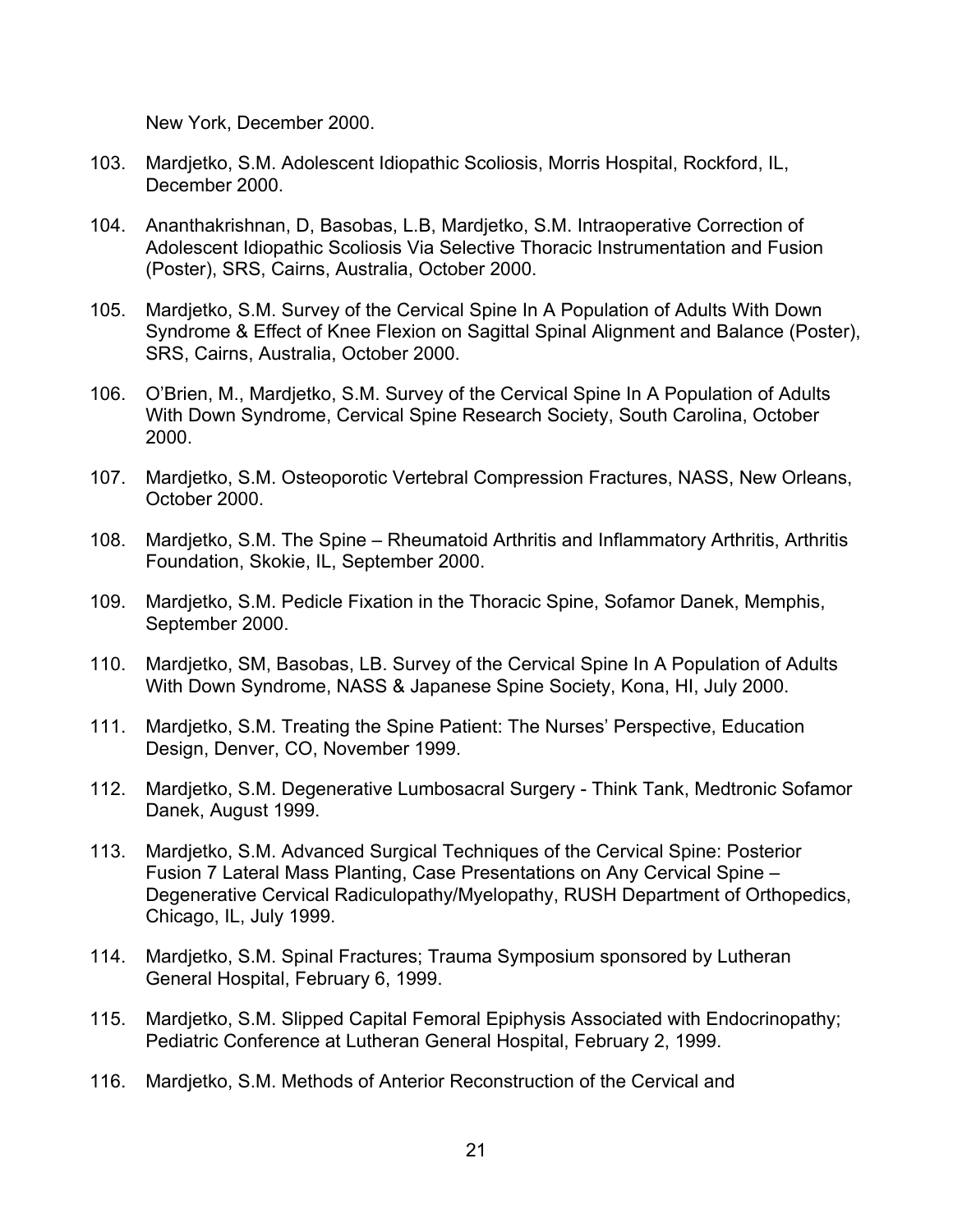New York, December 2000.

103. Mardjetko, S.M. Adolescent Idiopathic Scoliosis, Morris Hospital, Rockford, IL, December 2000.

104. Ananthakrishnan, D, Basobas, L.B, Mardjetko, S.M. Intraoperative Correction of Adolescent Idiopathic Scoliosis Via Selective Thoracic Instrumentation and Fusion (Poster), SRS, Cairns, Australia, October 2000.

105. Mardjetko, S.M. Survey of the Cervical Spine In A Population of Adults With Down Syndrome & Effect of Knee Flexion on Sagittal Spinal Alignment and Balance (Poster), SRS, Cairns, Australia, October 2000.

106. O'Brien, M., Mardjetko, S.M. Survey of the Cervical Spine In A Population of Adults With Down Syndrome, Cervical Spine Research Society, South Carolina, October 2000.

107. Mardjetko, S.M. Osteoporotic Vertebral Compression Fractures, NASS, New Orleans, October 2000.

108. Mardjetko, S.M. The Spine – Rheumatoid Arthritis and Inflammatory Arthritis, Arthritis Foundation, Skokie, IL, September 2000.

109. Mardjetko, S.M. Pedicle Fixation in the Thoracic Spine, Sofamor Danek, Memphis, September 2000.

110. Mardjetko, SM, Basobas, LB. Survey of the Cervical Spine In A Population of Adults With Down Syndrome, NASS & Japanese Spine Society, Kona, HI, July 2000.

111. Mardjetko, S.M. Treating the Spine Patient: The Nurses' Perspective, Education Design, Denver, CO, November 1999.

112. Mardjetko, S.M. Degenerative Lumbosacral Surgery - Think Tank, Medtronic Sofamor Danek, August 1999.

113. Mardjetko, S.M. Advanced Surgical Techniques of the Cervical Spine: Posterior Fusion 7 Lateral Mass Planting, Case Presentations on Any Cervical Spine – Degenerative Cervical Radiculopathy/Myelopathy, RUSH Department of Orthopedics, Chicago, IL, July 1999.

114. Mardjetko, S.M. Spinal Fractures; Trauma Symposium sponsored by Lutheran General Hospital, February 6, 1999.

115. Mardjetko, S.M. Slipped Capital Femoral Epiphysis Associated with Endocrinopathy; Pediatric Conference at Lutheran General Hospital, February 2, 1999.

116. Mardjetko, S.M. Methods of Anterior Reconstruction of the Cervical and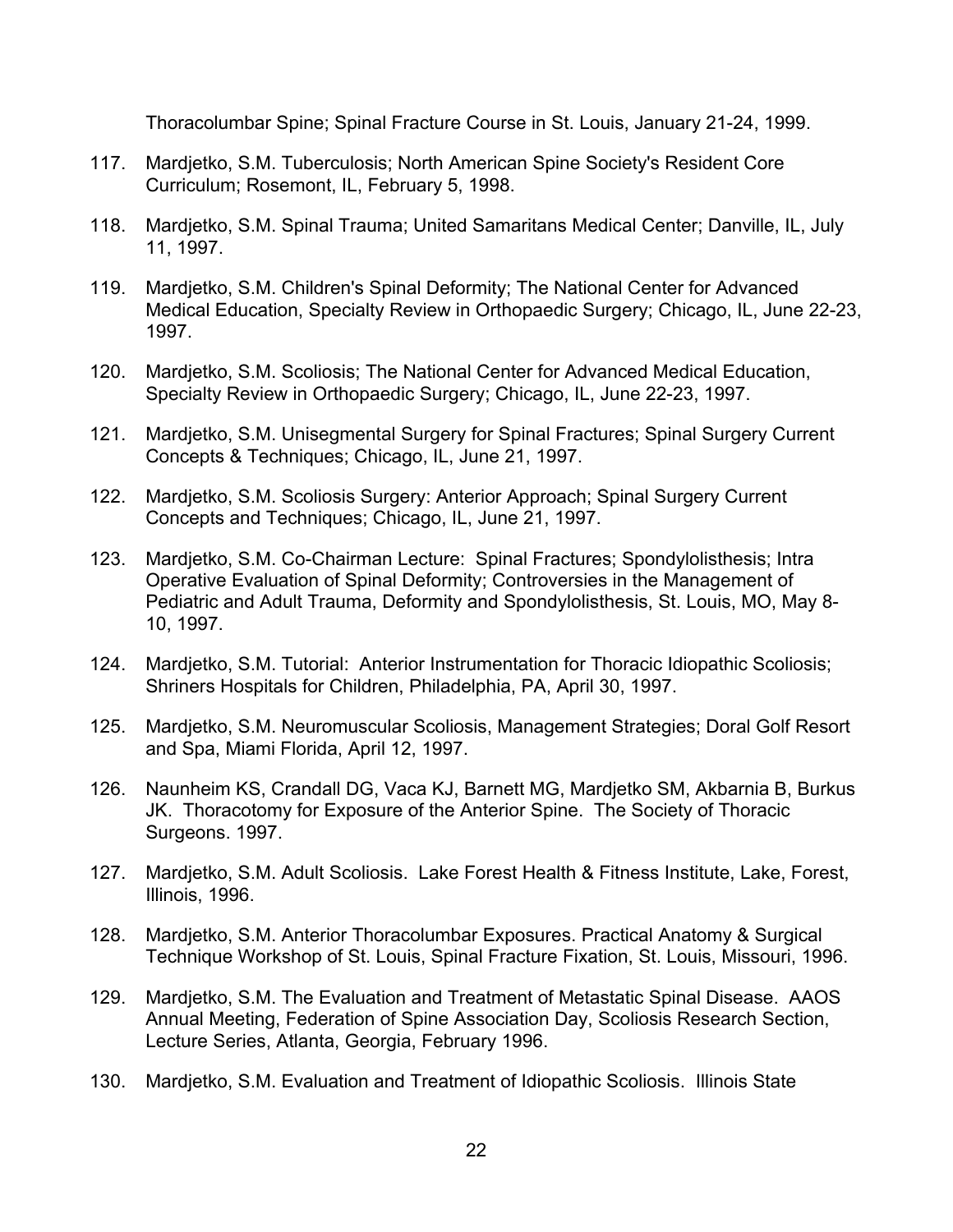Thoracolumbar Spine; Spinal Fracture Course in St. Louis, January 21-24, 1999.

117. Mardjetko, S.M. Tuberculosis; North American Spine Society's Resident Core Curriculum; Rosemont, IL, February 5, 1998.

118. Mardjetko, S.M. Spinal Trauma; United Samaritans Medical Center; Danville, IL, July 11, 1997.

119. Mardjetko, S.M. Children's Spinal Deformity; The National Center for Advanced Medical Education, Specialty Review in Orthopaedic Surgery; Chicago, IL, June 22-23, 1997.

120. Mardjetko, S.M. Scoliosis; The National Center for Advanced Medical Education, Specialty Review in Orthopaedic Surgery; Chicago, IL, June 22-23, 1997.

121. Mardjetko, S.M. Unisegmental Surgery for Spinal Fractures; Spinal Surgery Current Concepts & Techniques; Chicago, IL, June 21, 1997.

122. Mardjetko, S.M. Scoliosis Surgery: Anterior Approach; Spinal Surgery Current Concepts and Techniques; Chicago, IL, June 21, 1997.

123. Mardjetko, S.M. Co-Chairman Lecture: Spinal Fractures; Spondylolisthesis; Intra Operative Evaluation of Spinal Deformity; Controversies in the Management of Pediatric and Adult Trauma, Deformity and Spondylolisthesis, St. Louis, MO, May 8-10, 1997.

124. Mardjetko, S.M. Tutorial: Anterior Instrumentation for Thoracic Idiopathic Scoliosis; Shriners Hospitals for Children, Philadelphia, PA, April 30, 1997.

125. Mardjetko, S.M. Neuromuscular Scoliosis, Management Strategies; Doral Golf Resort and Spa, Miami Florida, April 12, 1997.

126. Naunheim KS, Crandall DG, Vaca KJ, Barnett MG, Mardjetko SM, Akbarnia B, Burkus JK. Thoracotomy for Exposure of the Anterior Spine. The Society of Thoracic Surgeons. 1997.

127. Mardjetko, S.M. Adult Scoliosis. Lake Forest Health & Fitness Institute, Lake, Forest, Illinois, 1996.

128. Mardjetko, S.M. Anterior Thoracolumbar Exposures. Practical Anatomy & Surgical Technique Workshop of St. Louis, Spinal Fracture Fixation, St. Louis, Missouri, 1996.

129. Mardjetko, S.M. The Evaluation and Treatment of Metastatic Spinal Disease. AAOS Annual Meeting, Federation of Spine Association Day, Scoliosis Research Section, Lecture Series, Atlanta, Georgia, February 1996.

130. Mardjetko, S.M. Evaluation and Treatment of Idiopathic Scoliosis. Illinois State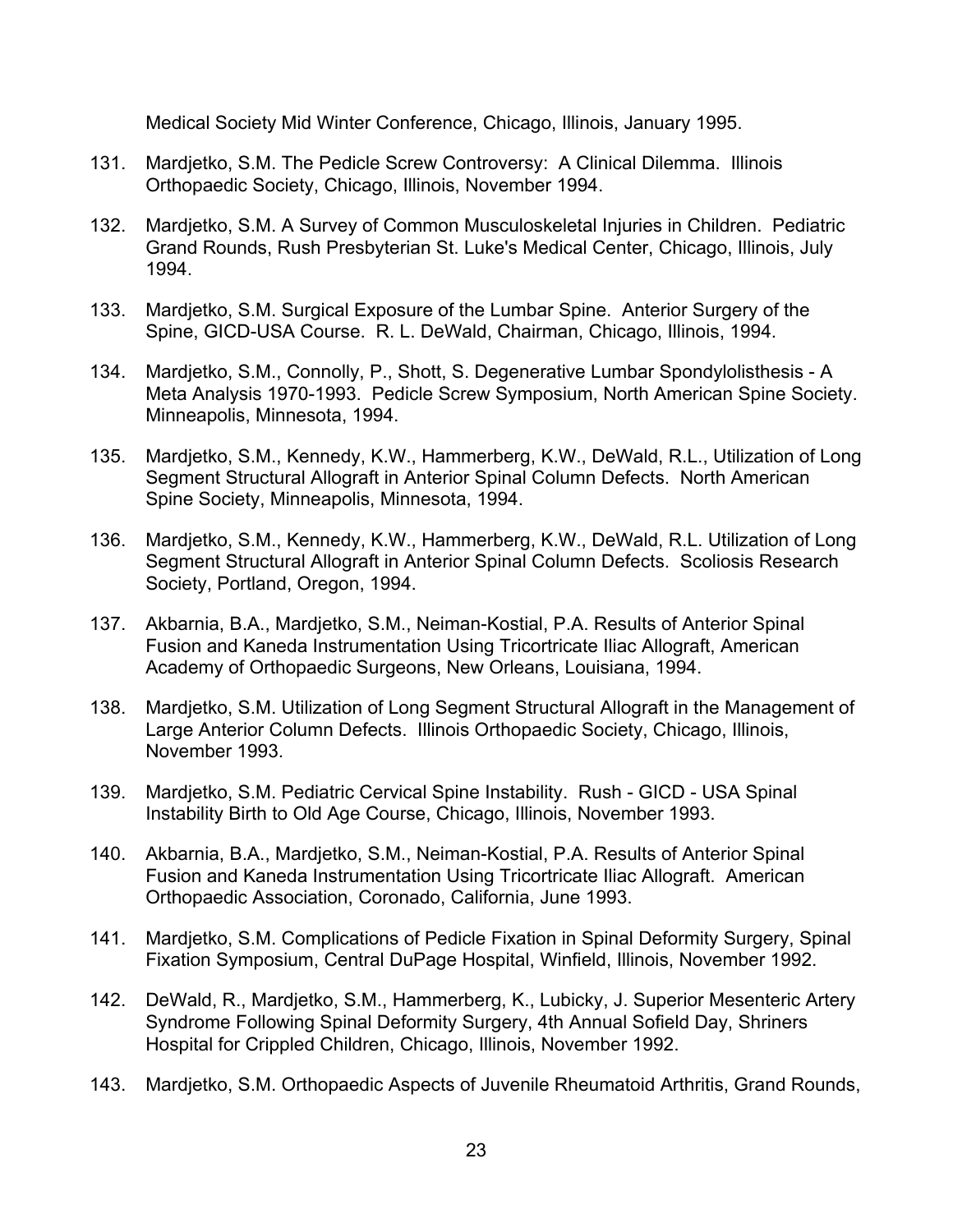Medical Society Mid Winter Conference, Chicago, Illinois, January 1995.

131. Mardjetko, S.M. The Pedicle Screw Controversy: A Clinical Dilemma. Illinois Orthopaedic Society, Chicago, Illinois, November 1994.

132. Mardjetko, S.M. A Survey of Common Musculoskeletal Injuries in Children. Pediatric Grand Rounds, Rush Presbyterian St. Luke's Medical Center, Chicago, Illinois, July 1994.

133. Mardjetko, S.M. Surgical Exposure of the Lumbar Spine. Anterior Surgery of the Spine, GICD-USA Course. R. L. DeWald, Chairman, Chicago, Illinois, 1994.

134. Mardjetko, S.M., Connolly, P., Shott, S. Degenerative Lumbar Spondylolisthesis - A Meta Analysis 1970-1993. Pedicle Screw Symposium, North American Spine Society. Minneapolis, Minnesota, 1994.

135. Mardjetko, S.M., Kennedy, K.W., Hammerberg, K.W., DeWald, R.L., Utilization of Long Segment Structural Allograft in Anterior Spinal Column Defects. North American Spine Society, Minneapolis, Minnesota, 1994.

136. Mardjetko, S.M., Kennedy, K.W., Hammerberg, K.W., DeWald, R.L. Utilization of Long Segment Structural Allograft in Anterior Spinal Column Defects. Scoliosis Research Society, Portland, Oregon, 1994.

137. Akbarnia, B.A., Mardjetko, S.M., Neiman-Kostial, P.A. Results of Anterior Spinal Fusion and Kaneda Instrumentation Using Tricortricate Iliac Allograft, American Academy of Orthopaedic Surgeons, New Orleans, Louisiana, 1994.

138. Mardjetko, S.M. Utilization of Long Segment Structural Allograft in the Management of Large Anterior Column Defects. Illinois Orthopaedic Society, Chicago, Illinois, November 1993.

139. Mardjetko, S.M. Pediatric Cervical Spine Instability. Rush - GICD - USA Spinal Instability Birth to Old Age Course, Chicago, Illinois, November 1993.

140. Akbarnia, B.A., Mardjetko, S.M., Neiman-Kostial, P.A. Results of Anterior Spinal Fusion and Kaneda Instrumentation Using Tricortricate Iliac Allograft. American Orthopaedic Association, Coronado, California, June 1993.

141. Mardjetko, S.M. Complications of Pedicle Fixation in Spinal Deformity Surgery, Spinal Fixation Symposium, Central DuPage Hospital, Winfield, Illinois, November 1992.

142. DeWald, R., Mardjetko, S.M., Hammerberg, K., Lubicky, J. Superior Mesenteric Artery Syndrome Following Spinal Deformity Surgery, 4th Annual Sofield Day, Shriners Hospital for Crippled Children, Chicago, Illinois, November 1992.

143. Mardjetko, S.M. Orthopaedic Aspects of Juvenile Rheumatoid Arthritis, Grand Rounds,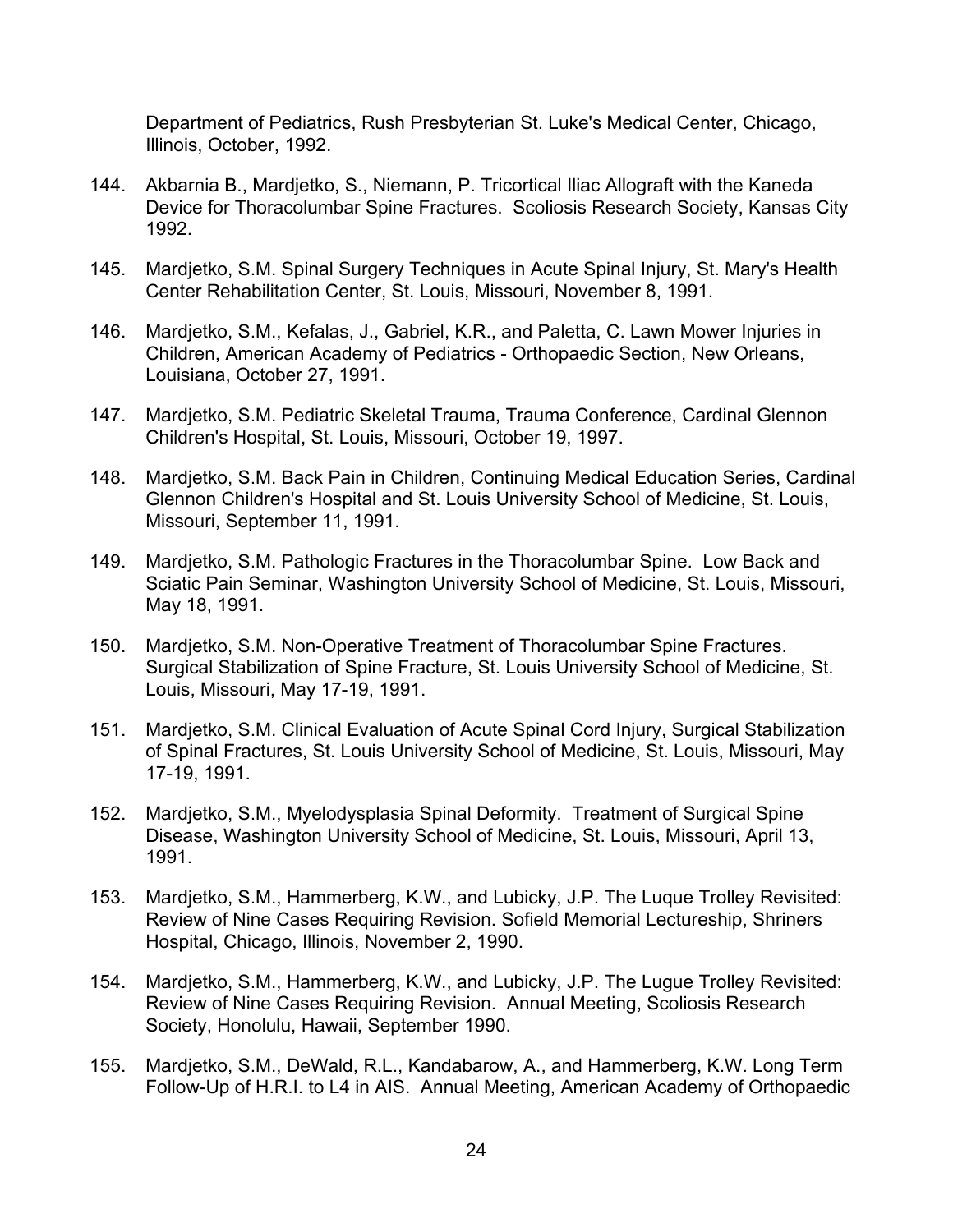Department of Pediatrics, Rush Presbyterian St. Luke's Medical Center, Chicago, Illinois, October, 1992.

144. Akbarnia B., Mardjetko, S., Niemann, P. Tricortical Iliac Allograft with the Kaneda Device for Thoracolumbar Spine Fractures. Scoliosis Research Society, Kansas City 1992.

145. Mardjetko, S.M. Spinal Surgery Techniques in Acute Spinal Injury, St. Mary's Health Center Rehabilitation Center, St. Louis, Missouri, November 8, 1991.

146. Mardjetko, S.M., Kefalas, J., Gabriel, K.R., and Paletta, C. Lawn Mower Injuries in Children, American Academy of Pediatrics - Orthopaedic Section, New Orleans, Louisiana, October 27, 1991.

147. Mardjetko, S.M. Pediatric Skeletal Trauma, Trauma Conference, Cardinal Glennon Children's Hospital, St. Louis, Missouri, October 19, 1997.

148. Mardjetko, S.M. Back Pain in Children, Continuing Medical Education Series, Cardinal Glennon Children's Hospital and St. Louis University School of Medicine, St. Louis, Missouri, September 11, 1991.

149. Mardjetko, S.M. Pathologic Fractures in the Thoracolumbar Spine. Low Back and Sciatic Pain Seminar, Washington University School of Medicine, St. Louis, Missouri, May 18, 1991.

150. Mardjetko, S.M. Non-Operative Treatment of Thoracolumbar Spine Fractures. Surgical Stabilization of Spine Fracture, St. Louis University School of Medicine, St. Louis, Missouri, May 17-19, 1991.

151. Mardjetko, S.M. Clinical Evaluation of Acute Spinal Cord Injury, Surgical Stabilization of Spinal Fractures, St. Louis University School of Medicine, St. Louis, Missouri, May 17-19, 1991.

152. Mardjetko, S.M., Myelodysplasia Spinal Deformity. Treatment of Surgical Spine Disease, Washington University School of Medicine, St. Louis, Missouri, April 13, 1991.

153. Mardjetko, S.M., Hammerberg, K.W., and Lubicky, J.P. The Luque Trolley Revisited: Review of Nine Cases Requiring Revision. Sofield Memorial Lectureship, Shriners Hospital, Chicago, Illinois, November 2, 1990.

154. Mardjetko, S.M., Hammerberg, K.W., and Lubicky, J.P. The Lugue Trolley Revisited: Review of Nine Cases Requiring Revision. Annual Meeting, Scoliosis Research Society, Honolulu, Hawaii, September 1990.

155. Mardjetko, S.M., DeWald, R.L., Kandabarow, A., and Hammerberg, K.W. Long Term Follow-Up of H.R.I. to L4 in AIS. Annual Meeting, American Academy of Orthopaedic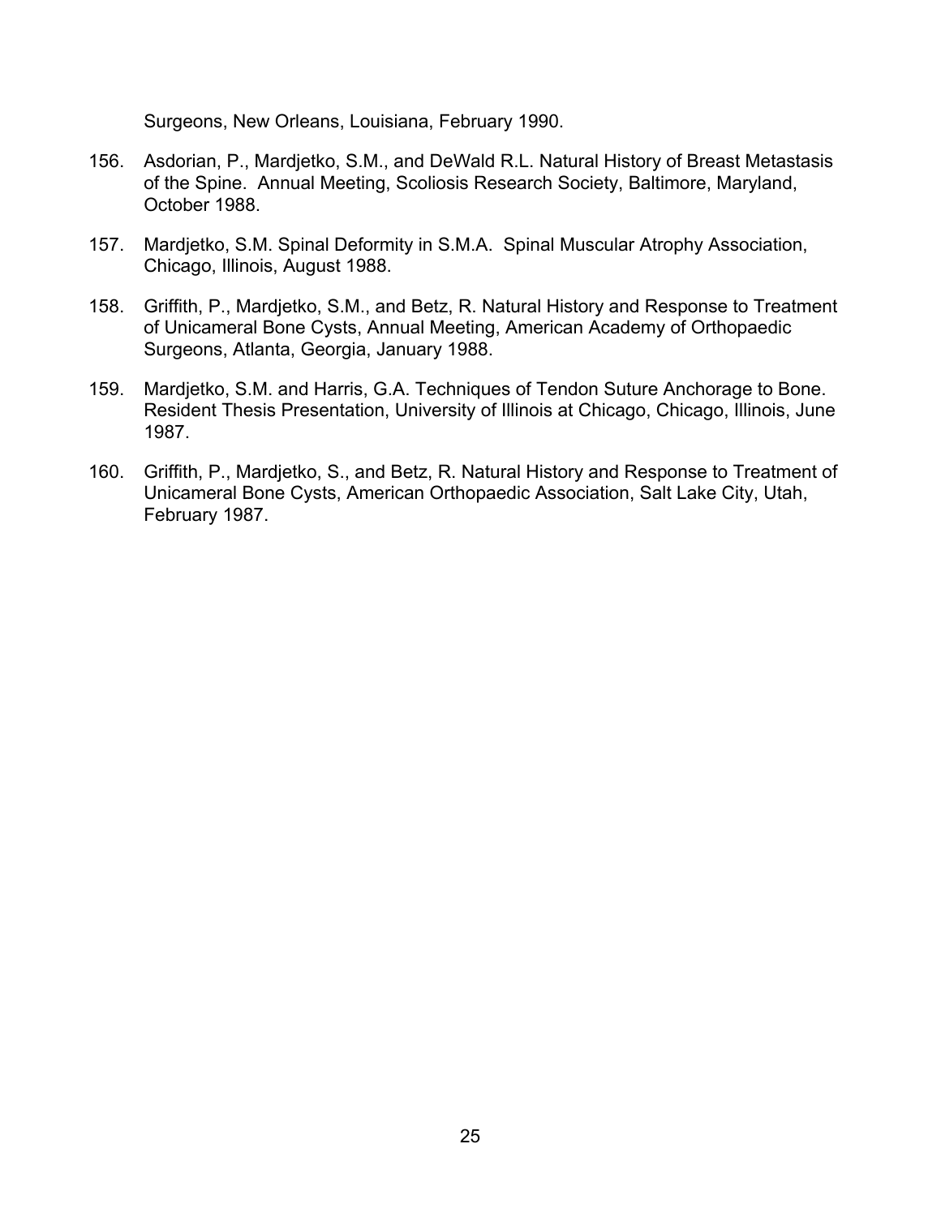Surgeons, New Orleans, Louisiana, February 1990.

156. Asdorian, P., Mardjetko, S.M., and DeWald R.L. Natural History of Breast Metastasis of the Spine. Annual Meeting, Scoliosis Research Society, Baltimore, Maryland, October 1988.

157. Mardjetko, S.M. Spinal Deformity in S.M.A. Spinal Muscular Atrophy Association, Chicago, Illinois, August 1988.

158. Griffith, P., Mardjetko, S.M., and Betz, R. Natural History and Response to Treatment of Unicameral Bone Cysts, Annual Meeting, American Academy of Orthopaedic Surgeons, Atlanta, Georgia, January 1988.

159. Mardjetko, S.M. and Harris, G.A. Techniques of Tendon Suture Anchorage to Bone. Resident Thesis Presentation, University of Illinois at Chicago, Chicago, Illinois, June 1987.

160. Griffith, P., Mardjetko, S., and Betz, R. Natural History and Response to Treatment of Unicameral Bone Cysts, American Orthopaedic Association, Salt Lake City, Utah, February 1987.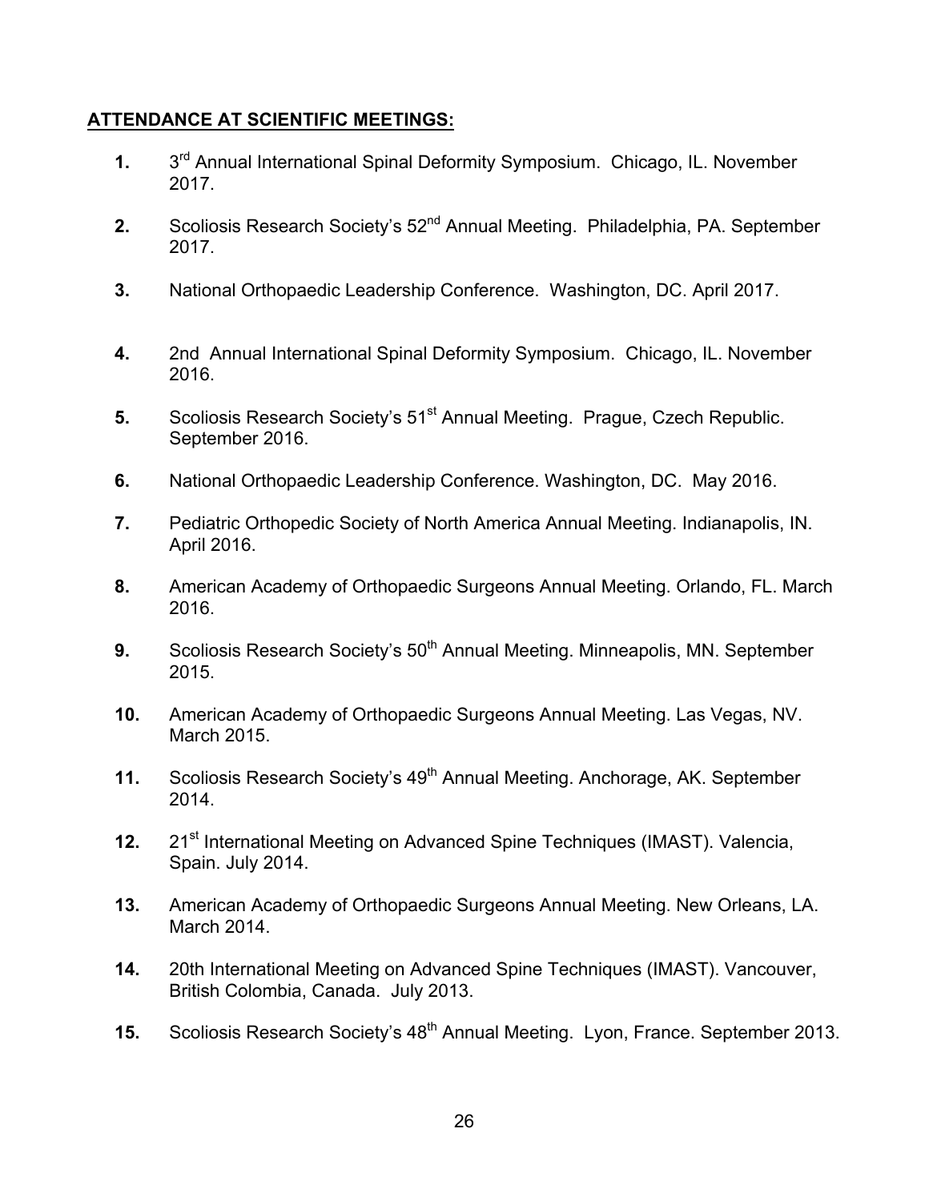## ATTENDANCE AT SCIENTIFIC MEETINGS:

1. 3rd Annual International Spinal Deformity Symposium. Chicago, IL. November 2017.

2. Scoliosis Research Society's 52nd Annual Meeting. Philadelphia, PA. September 2017.

3. National Orthopaedic Leadership Conference. Washington, DC. April 2017.

4. 2nd Annual International Spinal Deformity Symposium. Chicago, IL. November 2016.

5. Scoliosis Research Society's 51st Annual Meeting. Prague, Czech Republic. September 2016.

6. National Orthopaedic Leadership Conference. Washington, DC. May 2016.

7. Pediatric Orthopedic Society of North America Annual Meeting. Indianapolis, IN. April 2016.

8. American Academy of Orthopaedic Surgeons Annual Meeting. Orlando, FL. March 2016.

9. Scoliosis Research Society's 50th Annual Meeting. Minneapolis, MN. September 2015.

10. American Academy of Orthopaedic Surgeons Annual Meeting. Las Vegas, NV. March 2015.

11. Scoliosis Research Society's 49th Annual Meeting. Anchorage, AK. September 2014.

12. 21st International Meeting on Advanced Spine Techniques (IMAST). Valencia, Spain. July 2014.

13. American Academy of Orthopaedic Surgeons Annual Meeting. New Orleans, LA. March 2014.

14. 20th International Meeting on Advanced Spine Techniques (IMAST). Vancouver, British Colombia, Canada. July 2013.

15. Scoliosis Research Society's 48th Annual Meeting. Lyon, France. September 2013.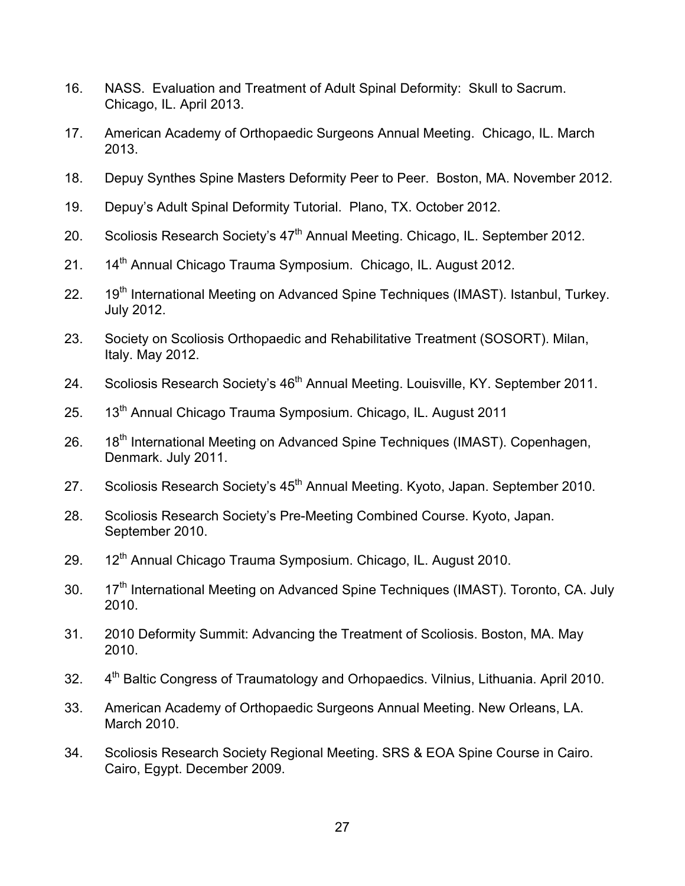16. NASS. Evaluation and Treatment of Adult Spinal Deformity: Skull to Sacrum. Chicago, IL. April 2013.

17. American Academy of Orthopaedic Surgeons Annual Meeting. Chicago, IL. March 2013.

18. Depuy Synthes Spine Masters Deformity Peer to Peer. Boston, MA. November 2012.

19. Depuy's Adult Spinal Deformity Tutorial. Plano, TX. October 2012.

20. Scoliosis Research Society's 47th Annual Meeting. Chicago, IL. September 2012.

21. 14th Annual Chicago Trauma Symposium. Chicago, IL. August 2012.

22. 19th International Meeting on Advanced Spine Techniques (IMAST). Istanbul, Turkey. July 2012.

23. Society on Scoliosis Orthopaedic and Rehabilitative Treatment (SOSORT). Milan, Italy. May 2012.

24. Scoliosis Research Society's 46th Annual Meeting. Louisville, KY. September 2011.

25. 13th Annual Chicago Trauma Symposium. Chicago, IL. August 2011

26. 18th International Meeting on Advanced Spine Techniques (IMAST). Copenhagen, Denmark. July 2011.

27. Scoliosis Research Society's 45th Annual Meeting. Kyoto, Japan. September 2010.

28. Scoliosis Research Society's Pre-Meeting Combined Course. Kyoto, Japan. September 2010.

29. 12th Annual Chicago Trauma Symposium. Chicago, IL. August 2010.

30. 17th International Meeting on Advanced Spine Techniques (IMAST). Toronto, CA. July 2010.

31. 2010 Deformity Summit: Advancing the Treatment of Scoliosis. Boston, MA. May 2010.

32. 4th Baltic Congress of Traumatology and Orhopaedics. Vilnius, Lithuania. April 2010.

33. American Academy of Orthopaedic Surgeons Annual Meeting. New Orleans, LA. March 2010.

34. Scoliosis Research Society Regional Meeting. SRS & EOA Spine Course in Cairo. Cairo, Egypt. December 2009.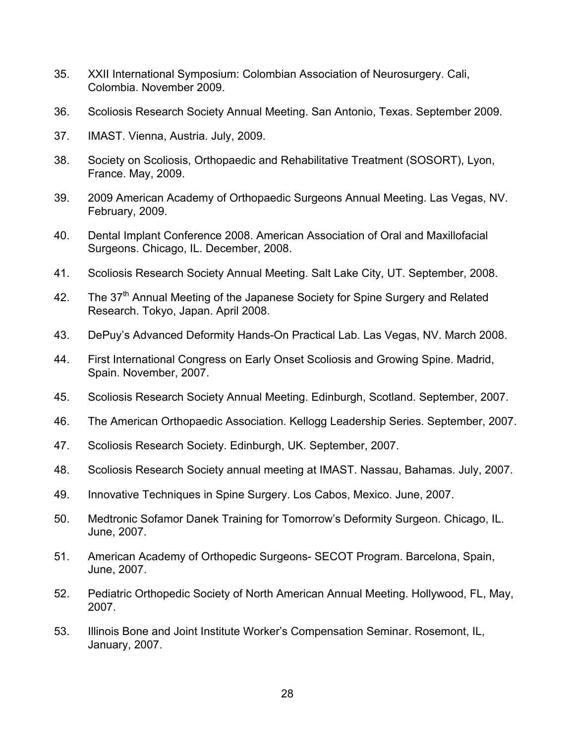35. XXII International Symposium: Colombian Association of Neurosurgery. Cali, Colombia. November 2009.

36. Scoliosis Research Society Annual Meeting. San Antonio, Texas. September 2009.

37. IMAST. Vienna, Austria. July, 2009.

38. Society on Scoliosis, Orthopaedic and Rehabilitative Treatment (SOSORT), Lyon, France. May, 2009.

39. 2009 American Academy of Orthopaedic Surgeons Annual Meeting. Las Vegas, NV. February, 2009.

40. Dental Implant Conference 2008. American Association of Oral and Maxillofacial Surgeons. Chicago, IL. December, 2008.

41. Scoliosis Research Society Annual Meeting. Salt Lake City, UT. September, 2008.

42. The 37th Annual Meeting of the Japanese Society for Spine Surgery and Related Research. Tokyo, Japan. April 2008.

43. DePuy's Advanced Deformity Hands-On Practical Lab. Las Vegas, NV. March 2008.

44. First International Congress on Early Onset Scoliosis and Growing Spine. Madrid, Spain. November, 2007.

45. Scoliosis Research Society Annual Meeting. Edinburgh, Scotland. September, 2007.

46. The American Orthopaedic Association. Kellogg Leadership Series. September, 2007.

47. Scoliosis Research Society. Edinburgh, UK. September, 2007.

48. Scoliosis Research Society annual meeting at IMAST. Nassau, Bahamas. July, 2007.

49. Innovative Techniques in Spine Surgery. Los Cabos, Mexico. June, 2007.

50. Medtronic Sofamor Danek Training for Tomorrow's Deformity Surgeon. Chicago, IL. June, 2007.

51. American Academy of Orthopedic Surgeons- SECOT Program. Barcelona, Spain, June, 2007.

52. Pediatric Orthopedic Society of North American Annual Meeting. Hollywood, FL, May, 2007.

53. Illinois Bone and Joint Institute Worker's Compensation Seminar. Rosemont, IL, January, 2007.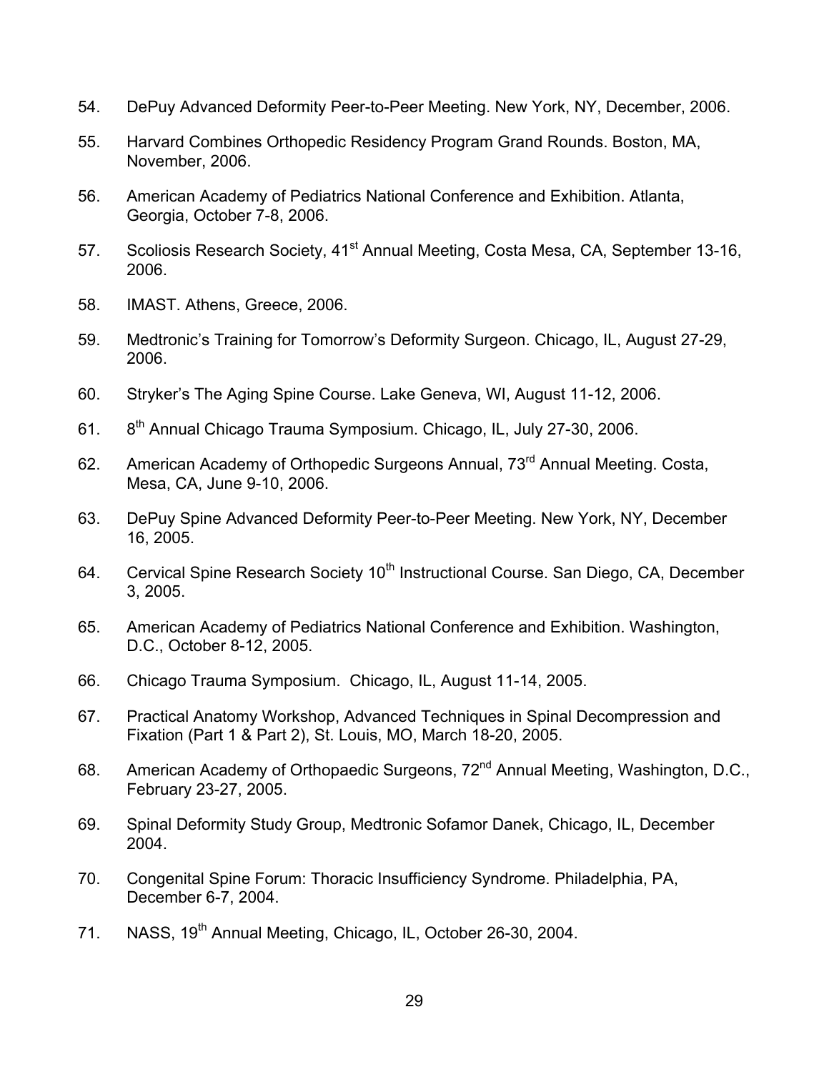54. DePuy Advanced Deformity Peer-to-Peer Meeting. New York, NY, December, 2006.

55. Harvard Combines Orthopedic Residency Program Grand Rounds. Boston, MA, November, 2006.

56. American Academy of Pediatrics National Conference and Exhibition. Atlanta, Georgia, October 7-8, 2006.

57. Scoliosis Research Society, 41st Annual Meeting, Costa Mesa, CA, September 13-16, 2006.

58. IMAST. Athens, Greece, 2006.

59. Medtronic's Training for Tomorrow's Deformity Surgeon. Chicago, IL, August 27-29, 2006.

60. Stryker's The Aging Spine Course. Lake Geneva, WI, August 11-12, 2006.

61. 8th Annual Chicago Trauma Symposium. Chicago, IL, July 27-30, 2006.

62. American Academy of Orthopedic Surgeons Annual, 73rd Annual Meeting. Costa, Mesa, CA, June 9-10, 2006.

63. DePuy Spine Advanced Deformity Peer-to-Peer Meeting. New York, NY, December 16, 2005.

64. Cervical Spine Research Society 10th Instructional Course. San Diego, CA, December 3, 2005.

65. American Academy of Pediatrics National Conference and Exhibition. Washington, D.C., October 8-12, 2005.

66. Chicago Trauma Symposium. Chicago, IL, August 11-14, 2005.

67. Practical Anatomy Workshop, Advanced Techniques in Spinal Decompression and Fixation (Part 1 & Part 2), St. Louis, MO, March 18-20, 2005.

68. American Academy of Orthopaedic Surgeons, 72nd Annual Meeting, Washington, D.C., February 23-27, 2005.

69. Spinal Deformity Study Group, Medtronic Sofamor Danek, Chicago, IL, December 2004.

70. Congenital Spine Forum: Thoracic Insufficiency Syndrome. Philadelphia, PA, December 6-7, 2004.

71. NASS, 19th Annual Meeting, Chicago, IL, October 26-30, 2004.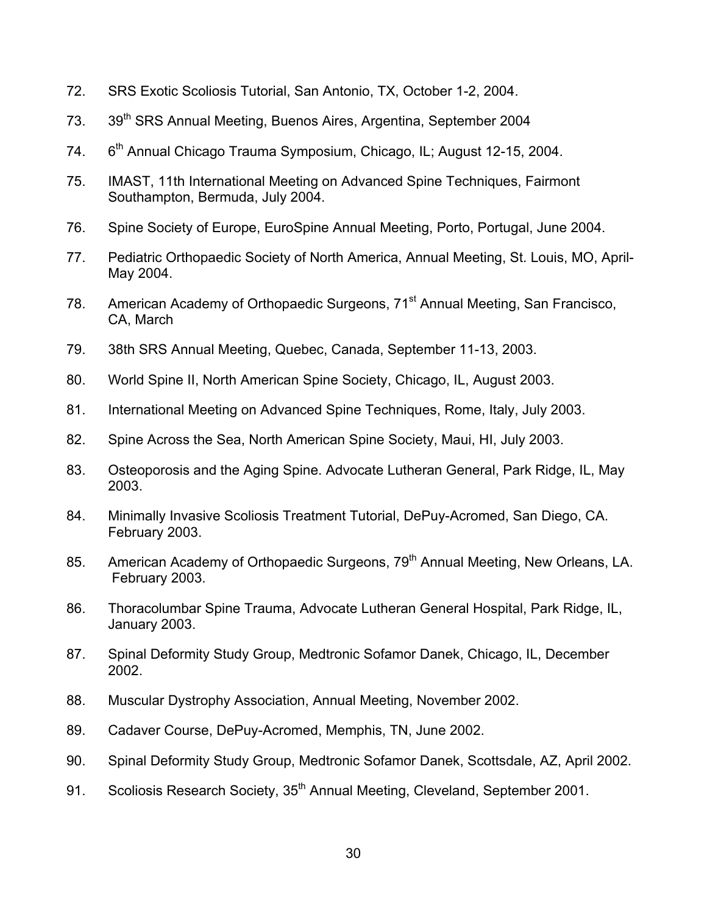72. SRS Exotic Scoliosis Tutorial, San Antonio, TX, October 1-2, 2004.

73. 39th SRS Annual Meeting, Buenos Aires, Argentina, September 2004

74. 6th Annual Chicago Trauma Symposium, Chicago, IL; August 12-15, 2004.

75. IMAST, 11th International Meeting on Advanced Spine Techniques, Fairmont Southampton, Bermuda, July 2004.

76. Spine Society of Europe, EuroSpine Annual Meeting, Porto, Portugal, June 2004.

77. Pediatric Orthopaedic Society of North America, Annual Meeting, St. Louis, MO, April-May 2004.

78. American Academy of Orthopaedic Surgeons, 71st Annual Meeting, San Francisco, CA, March

79. 38th SRS Annual Meeting, Quebec, Canada, September 11-13, 2003.

80. World Spine II, North American Spine Society, Chicago, IL, August 2003.

81. International Meeting on Advanced Spine Techniques, Rome, Italy, July 2003.

82. Spine Across the Sea, North American Spine Society, Maui, HI, July 2003.

83. Osteoporosis and the Aging Spine. Advocate Lutheran General, Park Ridge, IL, May 2003.

84. Minimally Invasive Scoliosis Treatment Tutorial, DePuy-Acromed, San Diego, CA. February 2003.

85. American Academy of Orthopaedic Surgeons, 79th Annual Meeting, New Orleans, LA. February 2003.

86. Thoracolumbar Spine Trauma, Advocate Lutheran General Hospital, Park Ridge, IL, January 2003.

87. Spinal Deformity Study Group, Medtronic Sofamor Danek, Chicago, IL, December 2002.

88. Muscular Dystrophy Association, Annual Meeting, November 2002.

89. Cadaver Course, DePuy-Acromed, Memphis, TN, June 2002.

90. Spinal Deformity Study Group, Medtronic Sofamor Danek, Scottsdale, AZ, April 2002.

91. Scoliosis Research Society, 35th Annual Meeting, Cleveland, September 2001.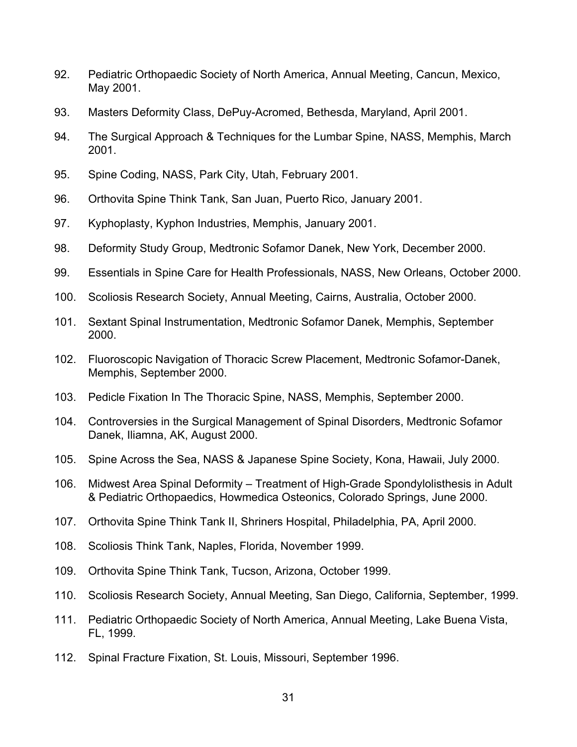92. Pediatric Orthopaedic Society of North America, Annual Meeting, Cancun, Mexico, May 2001.

93. Masters Deformity Class, DePuy-Acromed, Bethesda, Maryland, April 2001.

94. The Surgical Approach & Techniques for the Lumbar Spine, NASS, Memphis, March 2001.

95. Spine Coding, NASS, Park City, Utah, February 2001.

96. Orthovita Spine Think Tank, San Juan, Puerto Rico, January 2001.

97. Kyphoplasty, Kyphon Industries, Memphis, January 2001.

98. Deformity Study Group, Medtronic Sofamor Danek, New York, December 2000.

99. Essentials in Spine Care for Health Professionals, NASS, New Orleans, October 2000.

100. Scoliosis Research Society, Annual Meeting, Cairns, Australia, October 2000.

101. Sextant Spinal Instrumentation, Medtronic Sofamor Danek, Memphis, September 2000.

102. Fluoroscopic Navigation of Thoracic Screw Placement, Medtronic Sofamor-Danek, Memphis, September 2000.

103. Pedicle Fixation In The Thoracic Spine, NASS, Memphis, September 2000.

104. Controversies in the Surgical Management of Spinal Disorders, Medtronic Sofamor Danek, Iliamna, AK, August 2000.

105. Spine Across the Sea, NASS & Japanese Spine Society, Kona, Hawaii, July 2000.

106. Midwest Area Spinal Deformity – Treatment of High-Grade Spondylolisthesis in Adult & Pediatric Orthopaedics, Howmedica Osteonics, Colorado Springs, June 2000.

107. Orthovita Spine Think Tank II, Shriners Hospital, Philadelphia, PA, April 2000.

108. Scoliosis Think Tank, Naples, Florida, November 1999.

109. Orthovita Spine Think Tank, Tucson, Arizona, October 1999.

110. Scoliosis Research Society, Annual Meeting, San Diego, California, September, 1999.

111. Pediatric Orthopaedic Society of North America, Annual Meeting, Lake Buena Vista, FL, 1999.

112. Spinal Fracture Fixation, St. Louis, Missouri, September 1996.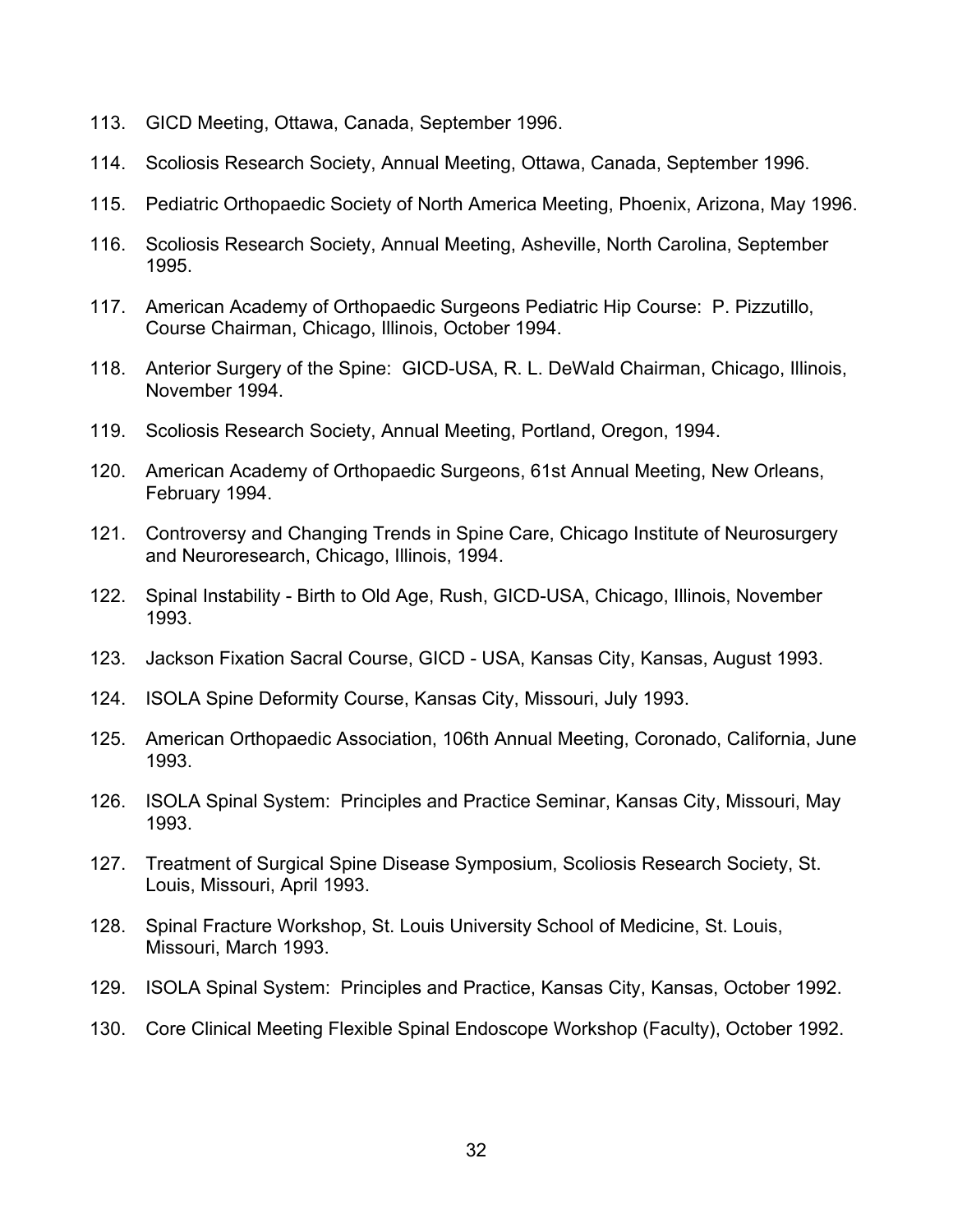113. GICD Meeting, Ottawa, Canada, September 1996.

114. Scoliosis Research Society, Annual Meeting, Ottawa, Canada, September 1996.

115. Pediatric Orthopaedic Society of North America Meeting, Phoenix, Arizona, May 1996.

116. Scoliosis Research Society, Annual Meeting, Asheville, North Carolina, September 1995.

117. American Academy of Orthopaedic Surgeons Pediatric Hip Course: P. Pizzutillo, Course Chairman, Chicago, Illinois, October 1994.

118. Anterior Surgery of the Spine: GICD-USA, R. L. DeWald Chairman, Chicago, Illinois, November 1994.

119. Scoliosis Research Society, Annual Meeting, Portland, Oregon, 1994.

120. American Academy of Orthopaedic Surgeons, 61st Annual Meeting, New Orleans, February 1994.

121. Controversy and Changing Trends in Spine Care, Chicago Institute of Neurosurgery and Neuroresearch, Chicago, Illinois, 1994.

122. Spinal Instability - Birth to Old Age, Rush, GICD-USA, Chicago, Illinois, November 1993.

123. Jackson Fixation Sacral Course, GICD - USA, Kansas City, Kansas, August 1993.

124. ISOLA Spine Deformity Course, Kansas City, Missouri, July 1993.

125. American Orthopaedic Association, 106th Annual Meeting, Coronado, California, June 1993.

126. ISOLA Spinal System: Principles and Practice Seminar, Kansas City, Missouri, May 1993.

127. Treatment of Surgical Spine Disease Symposium, Scoliosis Research Society, St. Louis, Missouri, April 1993.

128. Spinal Fracture Workshop, St. Louis University School of Medicine, St. Louis, Missouri, March 1993.

129. ISOLA Spinal System: Principles and Practice, Kansas City, Kansas, October 1992.

130. Core Clinical Meeting Flexible Spinal Endoscope Workshop (Faculty), October 1992.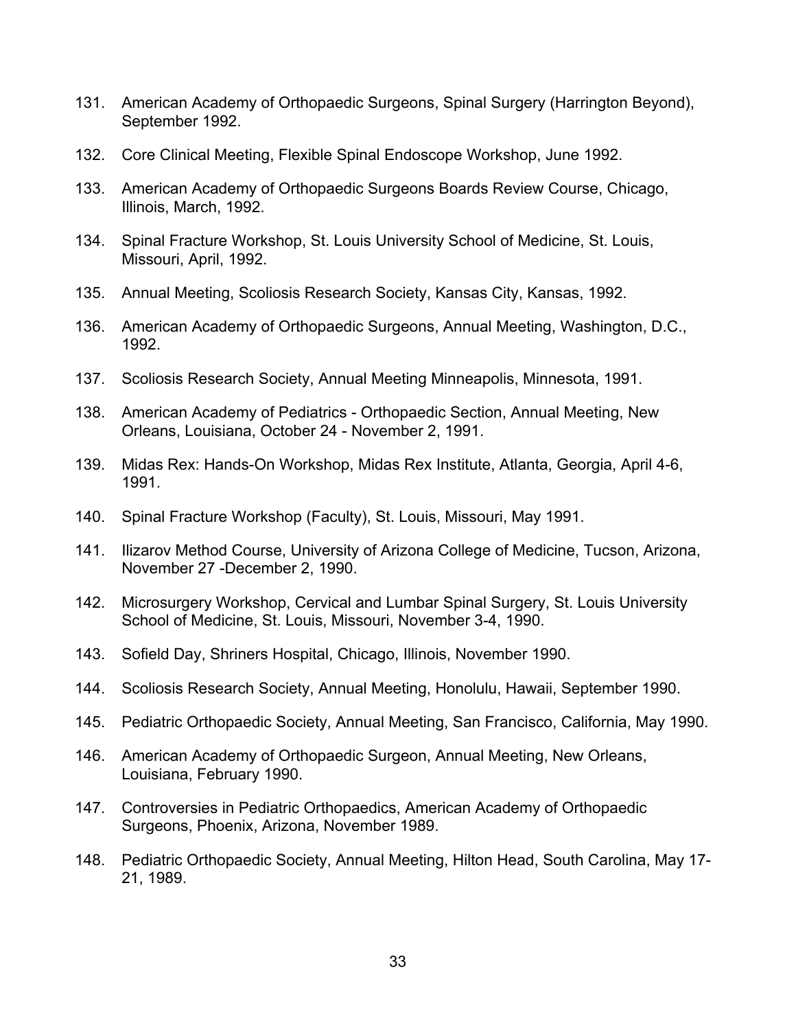131. American Academy of Orthopaedic Surgeons, Spinal Surgery (Harrington Beyond), September 1992.

132. Core Clinical Meeting, Flexible Spinal Endoscope Workshop, June 1992.

133. American Academy of Orthopaedic Surgeons Boards Review Course, Chicago, Illinois, March, 1992.

134. Spinal Fracture Workshop, St. Louis University School of Medicine, St. Louis, Missouri, April, 1992.

135. Annual Meeting, Scoliosis Research Society, Kansas City, Kansas, 1992.

136. American Academy of Orthopaedic Surgeons, Annual Meeting, Washington, D.C., 1992.

137. Scoliosis Research Society, Annual Meeting Minneapolis, Minnesota, 1991.

138. American Academy of Pediatrics - Orthopaedic Section, Annual Meeting, New Orleans, Louisiana, October 24 - November 2, 1991.

139. Midas Rex: Hands-On Workshop, Midas Rex Institute, Atlanta, Georgia, April 4-6, 1991.

140. Spinal Fracture Workshop (Faculty), St. Louis, Missouri, May 1991.

141. Ilizarov Method Course, University of Arizona College of Medicine, Tucson, Arizona, November 27 -December 2, 1990.

142. Microsurgery Workshop, Cervical and Lumbar Spinal Surgery, St. Louis University School of Medicine, St. Louis, Missouri, November 3-4, 1990.

143. Sofield Day, Shriners Hospital, Chicago, Illinois, November 1990.

144. Scoliosis Research Society, Annual Meeting, Honolulu, Hawaii, September 1990.

145. Pediatric Orthopaedic Society, Annual Meeting, San Francisco, California, May 1990.

146. American Academy of Orthopaedic Surgeon, Annual Meeting, New Orleans, Louisiana, February 1990.

147. Controversies in Pediatric Orthopaedics, American Academy of Orthopaedic Surgeons, Phoenix, Arizona, November 1989.

148. Pediatric Orthopaedic Society, Annual Meeting, Hilton Head, South Carolina, May 17-21, 1989.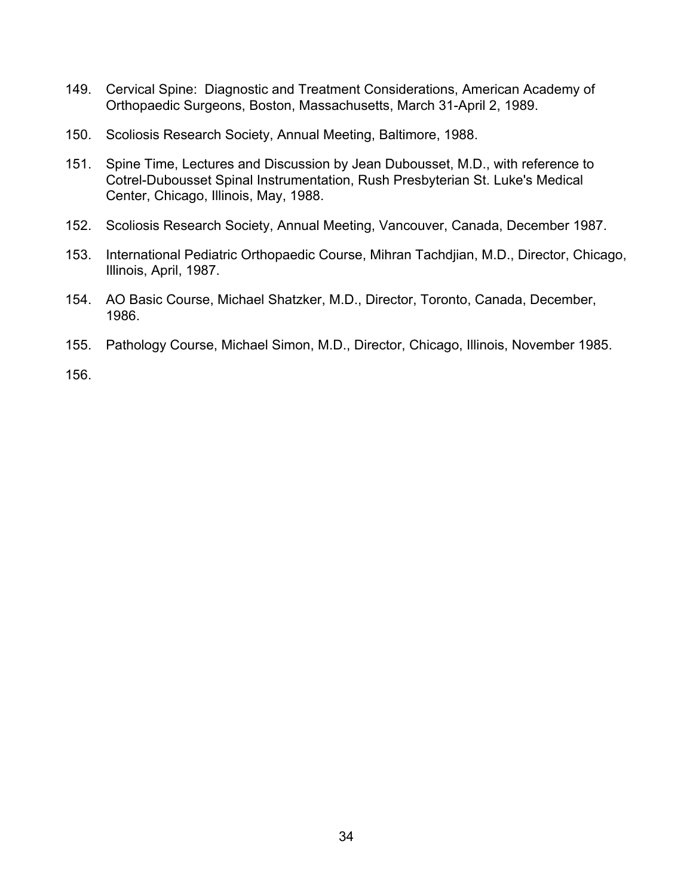149. Cervical Spine: Diagnostic and Treatment Considerations, American Academy of Orthopaedic Surgeons, Boston, Massachusetts, March 31-April 2, 1989.

150. Scoliosis Research Society, Annual Meeting, Baltimore, 1988.

151. Spine Time, Lectures and Discussion by Jean Dubousset, M.D., with reference to Cotrel-Dubousset Spinal Instrumentation, Rush Presbyterian St. Luke's Medical Center, Chicago, Illinois, May, 1988.

152. Scoliosis Research Society, Annual Meeting, Vancouver, Canada, December 1987.

153. International Pediatric Orthopaedic Course, Mihran Tachdjian, M.D., Director, Chicago, Illinois, April, 1987.

154. AO Basic Course, Michael Shatzker, M.D., Director, Toronto, Canada, December, 1986.

155. Pathology Course, Michael Simon, M.D., Director, Chicago, Illinois, November 1985.

156.